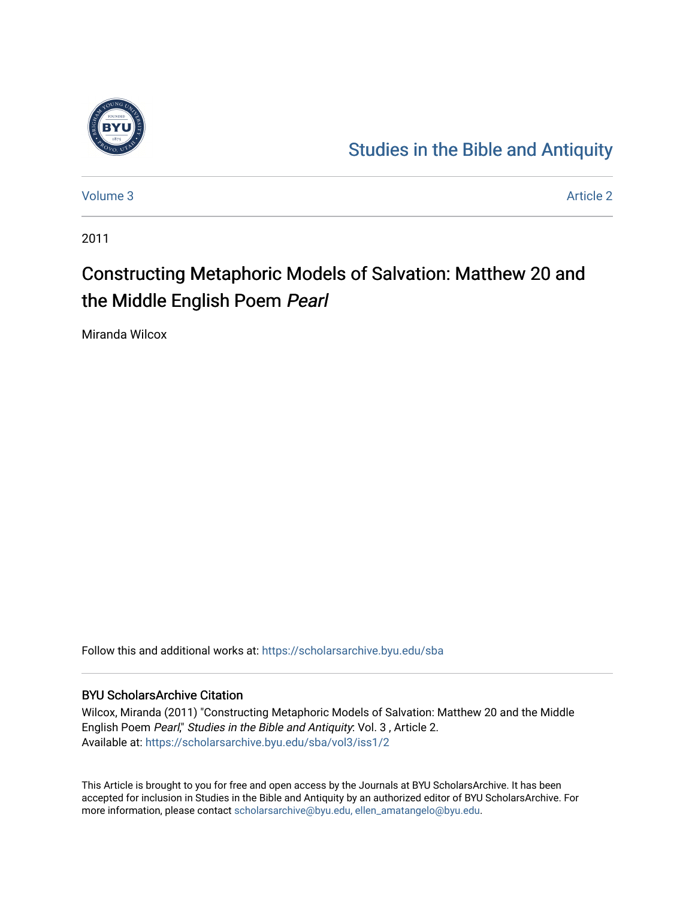# Studies in the Bible and Antiquity

Volume 3 Article 2

2011

## Constructing Metaphoric Models of Salvation: Matthew 20 and the Middle English Poem *Pearl*

Miranda Wilcox

Follow this and additional works at: https://scholarsarchive.byu.edu/sba

### BYU ScholarsArchive Citation

Wilcox, Miranda (2011) "Constructing Metaphoric Models of Salvation: Matthew 20 and the Middle English Poem *Pearl*," *Studies in the Bible and Antiquity*: Vol. 3 , Article 2.
Available at: https://scholarsarchive.byu.edu/sba/vol3/iss1/2

This Article is brought to you for free and open access by the Journals at BYU ScholarsArchive. It has been accepted for inclusion in Studies in the Bible and Antiquity by an authorized editor of BYU ScholarsArchive. For more information, please contact scholarsarchive@byu.edu, ellen_amatangelo@byu.edu.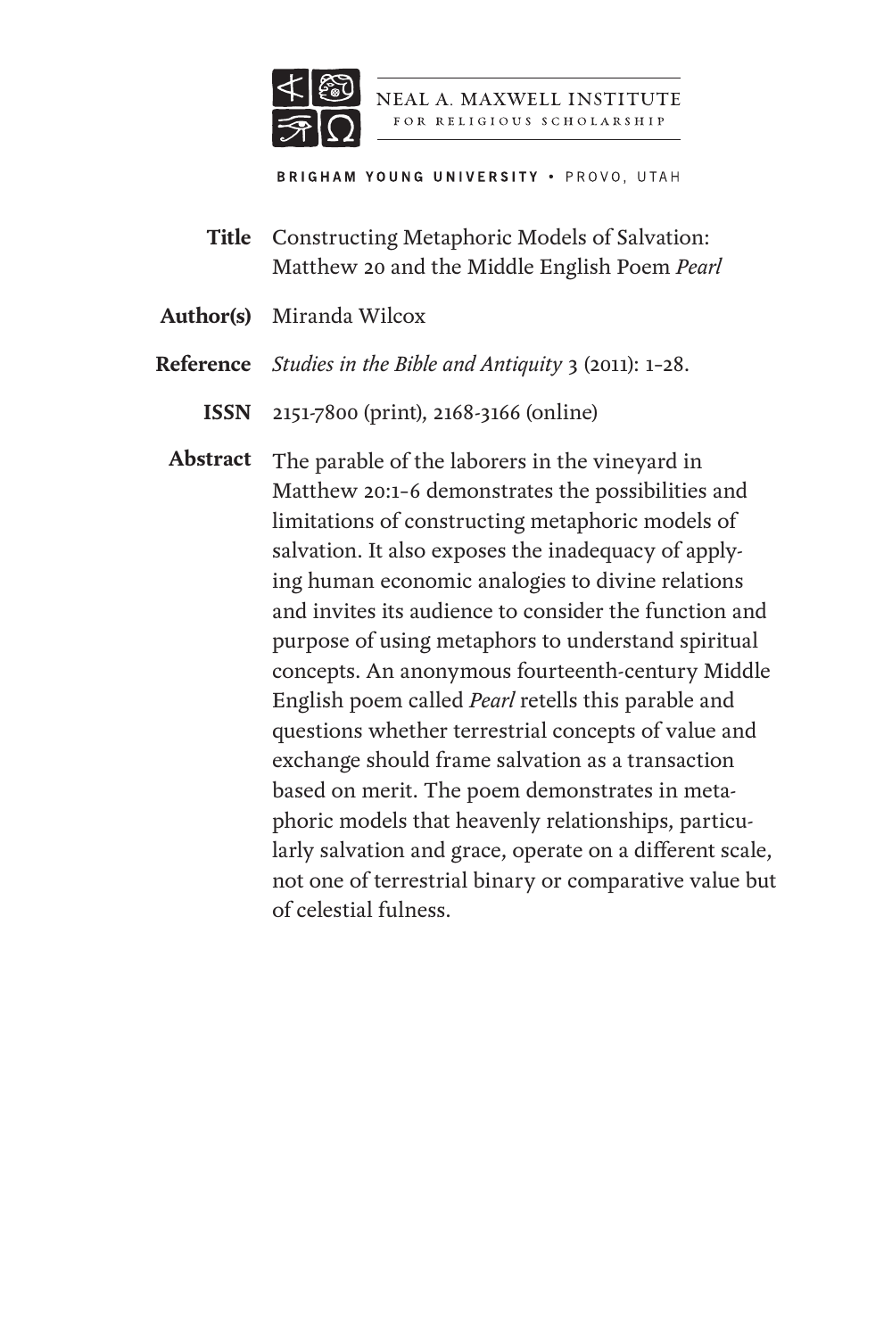NEAL A. MAXWELL INSTITUTE
FOR RELIGIOUS SCHOLARSHIP

BRIGHAM YOUNG UNIVERSITY • PROVO, UTAH

**Title** Constructing Metaphoric Models of Salvation: Matthew 20 and the Middle English Poem *Pearl*

**Author(s)** Miranda Wilcox

**Reference** *Studies in the Bible and Antiquity* 3 (2011): 1–28.

**ISSN** 2151-7800 (print), 2168-3166 (online)

**Abstract** The parable of the laborers in the vineyard in Matthew 20:1–6 demonstrates the possibilities and limitations of constructing metaphoric models of salvation. It also exposes the inadequacy of applying human economic analogies to divine relations and invites its audience to consider the function and purpose of using metaphors to understand spiritual concepts. An anonymous fourteenth-century Middle English poem called *Pearl* retells this parable and questions whether terrestrial concepts of value and exchange should frame salvation as a transaction based on merit. The poem demonstrates in metaphoric models that heavenly relationships, particularly salvation and grace, operate on a different scale, not one of terrestrial binary or comparative value but of celestial fulness.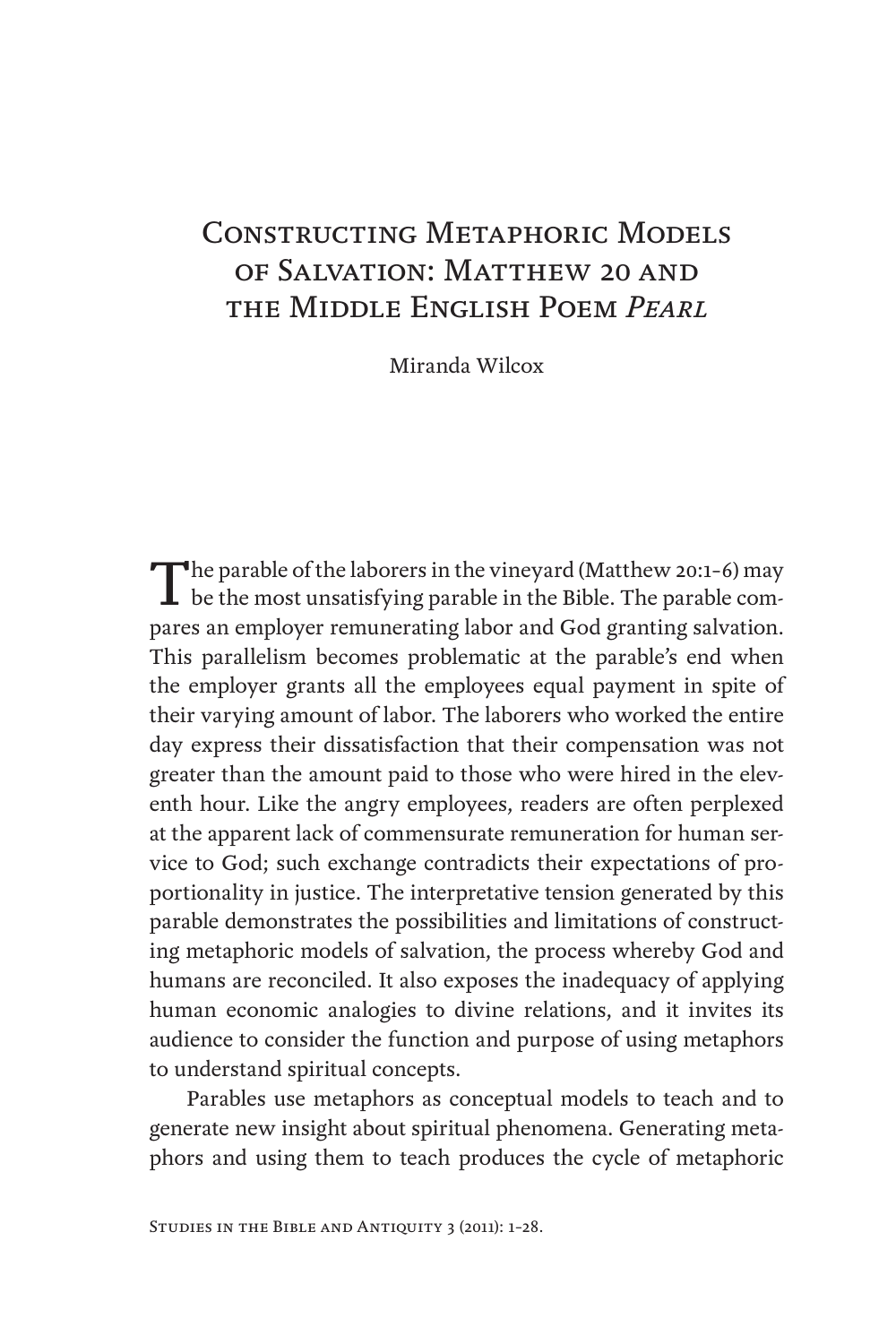# Constructing Metaphoric Models of Salvation: Matthew 20 and the Middle English Poem *Pearl*

Miranda Wilcox

The parable of the laborers in the vineyard (Matthew 20:1–6) may be the most unsatisfying parable in the Bible. The parable compares an employer remunerating labor and God granting salvation. This parallelism becomes problematic at the parable's end when the employer grants all the employees equal payment in spite of their varying amount of labor. The laborers who worked the entire day express their dissatisfaction that their compensation was not greater than the amount paid to those who were hired in the eleventh hour. Like the angry employees, readers are often perplexed at the apparent lack of commensurate remuneration for human service to God; such exchange contradicts their expectations of proportionality in justice. The interpretative tension generated by this parable demonstrates the possibilities and limitations of constructing metaphoric models of salvation, the process whereby God and humans are reconciled. It also exposes the inadequacy of applying human economic analogies to divine relations, and it invites its audience to consider the function and purpose of using metaphors to understand spiritual concepts.

Parables use metaphors as conceptual models to teach and to generate new insight about spiritual phenomena. Generating metaphors and using them to teach produces the cycle of metaphoric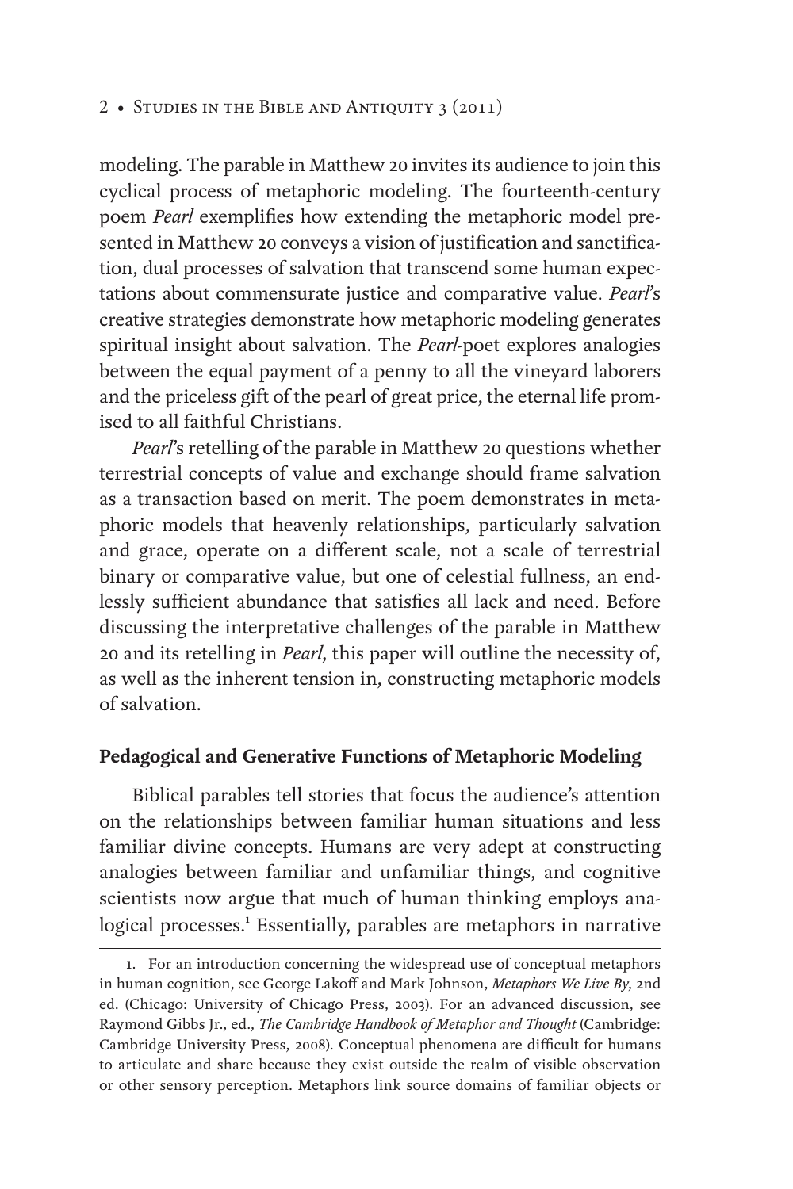modeling. The parable in Matthew 20 invites its audience to join this cyclical process of metaphoric modeling. The fourteenth-century poem *Pearl* exemplifies how extending the metaphoric model presented in Matthew 20 conveys a vision of justification and sanctification, dual processes of salvation that transcend some human expectations about commensurate justice and comparative value. *Pearl*'s creative strategies demonstrate how metaphoric modeling generates spiritual insight about salvation. The *Pearl*-poet explores analogies between the equal payment of a penny to all the vineyard laborers and the priceless gift of the pearl of great price, the eternal life promised to all faithful Christians.

*Pearl*'s retelling of the parable in Matthew 20 questions whether terrestrial concepts of value and exchange should frame salvation as a transaction based on merit. The poem demonstrates in metaphoric models that heavenly relationships, particularly salvation and grace, operate on a different scale, not a scale of terrestrial binary or comparative value, but one of celestial fullness, an endlessly sufficient abundance that satisfies all lack and need. Before discussing the interpretative challenges of the parable in Matthew 20 and its retelling in *Pearl*, this paper will outline the necessity of, as well as the inherent tension in, constructing metaphoric models of salvation.

## Pedagogical and Generative Functions of Metaphoric Modeling

Biblical parables tell stories that focus the audience's attention on the relationships between familiar human situations and less familiar divine concepts. Humans are very adept at constructing analogies between familiar and unfamiliar things, and cognitive scientists now argue that much of human thinking employs analogical processes.[1] Essentially, parables are metaphors in narrative

1. For an introduction concerning the widespread use of conceptual metaphors in human cognition, see George Lakoff and Mark Johnson, *Metaphors We Live By*, 2nd ed. (Chicago: University of Chicago Press, 2003). For an advanced discussion, see Raymond Gibbs Jr., ed., *The Cambridge Handbook of Metaphor and Thought* (Cambridge: Cambridge University Press, 2008). Conceptual phenomena are difficult for humans to articulate and share because they exist outside the realm of visible observation or other sensory perception. Metaphors link source domains of familiar objects or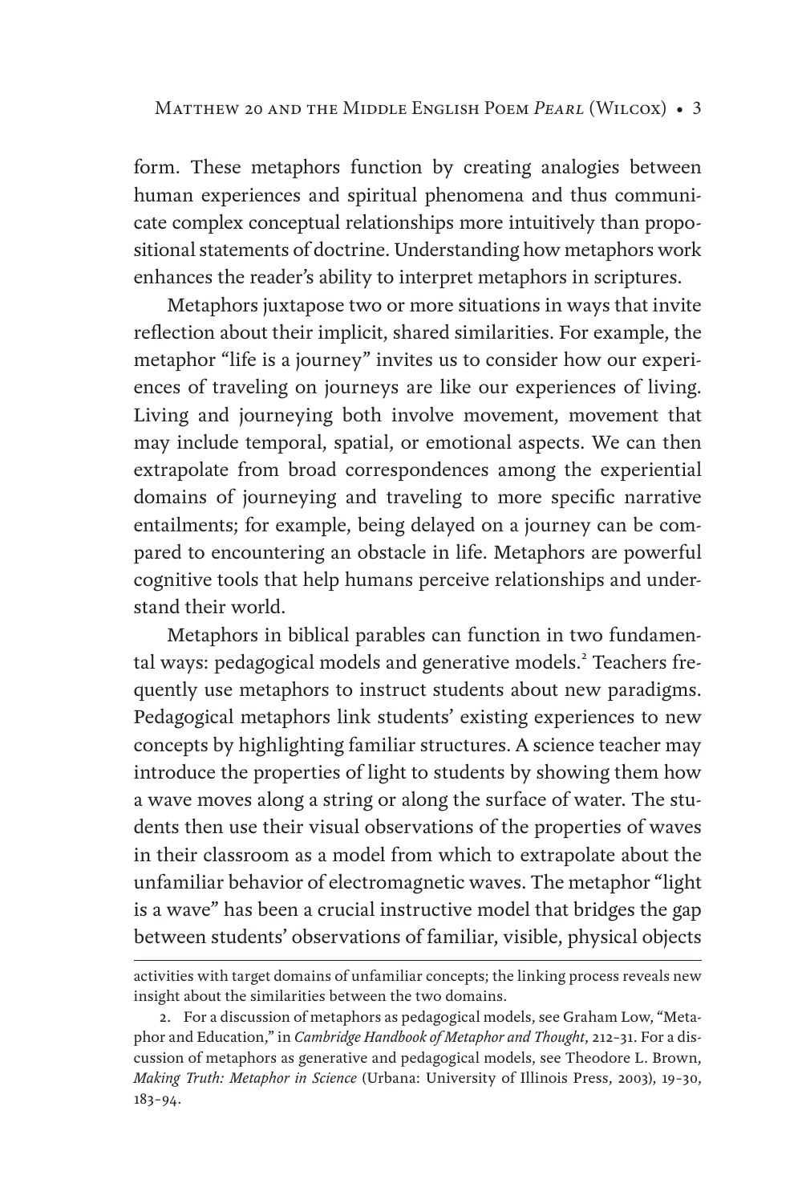form. These metaphors function by creating analogies between human experiences and spiritual phenomena and thus communicate complex conceptual relationships more intuitively than propositional statements of doctrine. Understanding how metaphors work enhances the reader's ability to interpret metaphors in scriptures.

Metaphors juxtapose two or more situations in ways that invite reflection about their implicit, shared similarities. For example, the metaphor "life is a journey" invites us to consider how our experiences of traveling on journeys are like our experiences of living. Living and journeying both involve movement, movement that may include temporal, spatial, or emotional aspects. We can then extrapolate from broad correspondences among the experiential domains of journeying and traveling to more specific narrative entailments; for example, being delayed on a journey can be compared to encountering an obstacle in life. Metaphors are powerful cognitive tools that help humans perceive relationships and understand their world.

Metaphors in biblical parables can function in two fundamental ways: pedagogical models and generative models.[2] Teachers frequently use metaphors to instruct students about new paradigms. Pedagogical metaphors link students' existing experiences to new concepts by highlighting familiar structures. A science teacher may introduce the properties of light to students by showing them how a wave moves along a string or along the surface of water. The students then use their visual observations of the properties of waves in their classroom as a model from which to extrapolate about the unfamiliar behavior of electromagnetic waves. The metaphor "light is a wave" has been a crucial instructive model that bridges the gap between students' observations of familiar, visible, physical objects

---

activities with target domains of unfamiliar concepts; the linking process reveals new insight about the similarities between the two domains.

2. For a discussion of metaphors as pedagogical models, see Graham Low, "Metaphor and Education," in *Cambridge Handbook of Metaphor and Thought*, 212–31. For a discussion of metaphors as generative and pedagogical models, see Theodore L. Brown, *Making Truth: Metaphor in Science* (Urbana: University of Illinois Press, 2003), 19–30, 183–94.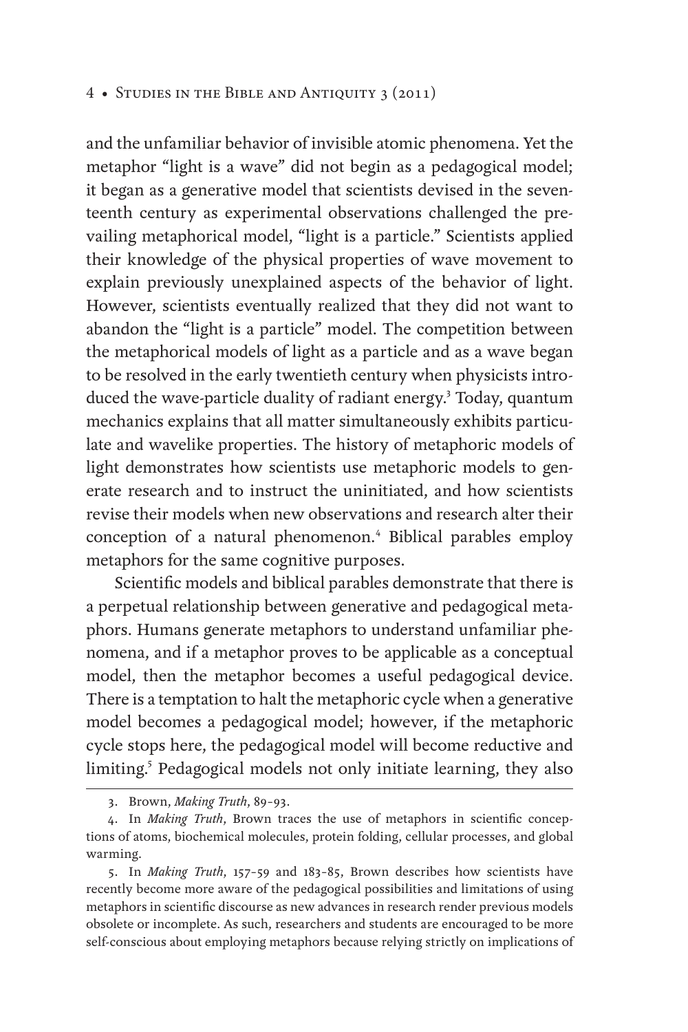and the unfamiliar behavior of invisible atomic phenomena. Yet the metaphor "light is a wave" did not begin as a pedagogical model; it began as a generative model that scientists devised in the seventeenth century as experimental observations challenged the prevailing metaphorical model, "light is a particle." Scientists applied their knowledge of the physical properties of wave movement to explain previously unexplained aspects of the behavior of light. However, scientists eventually realized that they did not want to abandon the "light is a particle" model. The competition between the metaphorical models of light as a particle and as a wave began to be resolved in the early twentieth century when physicists introduced the wave-particle duality of radiant energy.[3] Today, quantum mechanics explains that all matter simultaneously exhibits particulate and wavelike properties. The history of metaphoric models of light demonstrates how scientists use metaphoric models to generate research and to instruct the uninitiated, and how scientists revise their models when new observations and research alter their conception of a natural phenomenon.[4] Biblical parables employ metaphors for the same cognitive purposes.

Scientific models and biblical parables demonstrate that there is a perpetual relationship between generative and pedagogical metaphors. Humans generate metaphors to understand unfamiliar phenomena, and if a metaphor proves to be applicable as a conceptual model, then the metaphor becomes a useful pedagogical device. There is a temptation to halt the metaphoric cycle when a generative model becomes a pedagogical model; however, if the metaphoric cycle stops here, the pedagogical model will become reductive and limiting.[5] Pedagogical models not only initiate learning, they also

---

3. Brown, *Making Truth*, 89–93.

4. In *Making Truth*, Brown traces the use of metaphors in scientific conceptions of atoms, biochemical molecules, protein folding, cellular processes, and global warming.

5. In *Making Truth*, 157–59 and 183–85, Brown describes how scientists have recently become more aware of the pedagogical possibilities and limitations of using metaphors in scientific discourse as new advances in research render previous models obsolete or incomplete. As such, researchers and students are encouraged to be more self-conscious about employing metaphors because relying strictly on implications of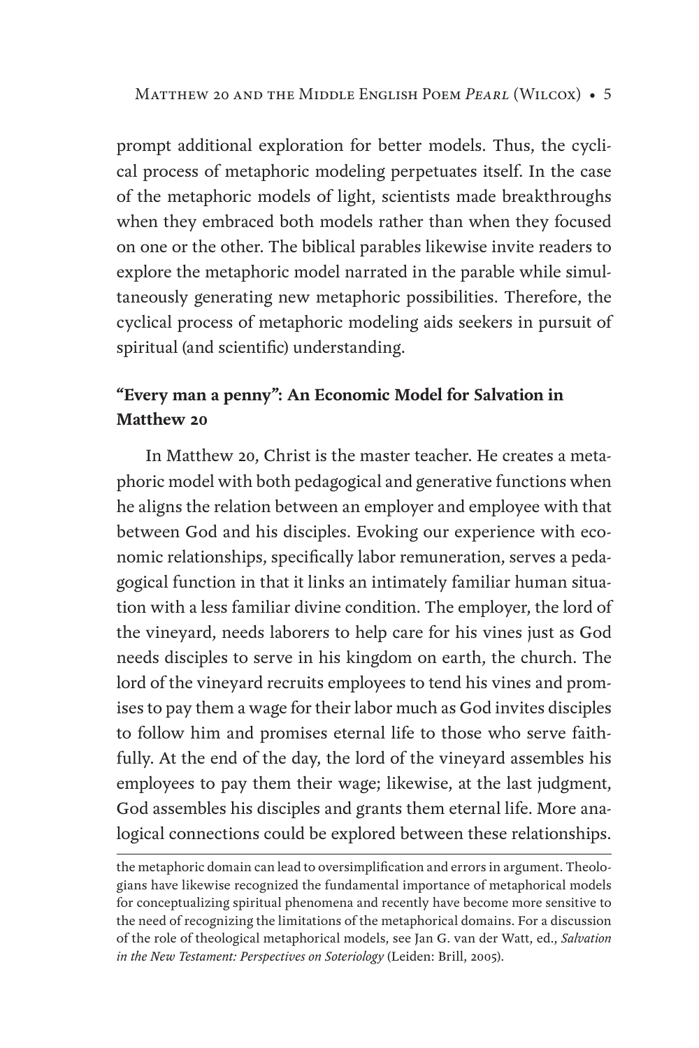prompt additional exploration for better models. Thus, the cyclical process of metaphoric modeling perpetuates itself. In the case of the metaphoric models of light, scientists made breakthroughs when they embraced both models rather than when they focused on one or the other. The biblical parables likewise invite readers to explore the metaphoric model narrated in the parable while simultaneously generating new metaphoric possibilities. Therefore, the cyclical process of metaphoric modeling aids seekers in pursuit of spiritual (and scientific) understanding.

### "Every man a penny": An Economic Model for Salvation in Matthew 20

In Matthew 20, Christ is the master teacher. He creates a metaphoric model with both pedagogical and generative functions when he aligns the relation between an employer and employee with that between God and his disciples. Evoking our experience with economic relationships, specifically labor remuneration, serves a pedagogical function in that it links an intimately familiar human situation with a less familiar divine condition. The employer, the lord of the vineyard, needs laborers to help care for his vines just as God needs disciples to serve in his kingdom on earth, the church. The lord of the vineyard recruits employees to tend his vines and promises to pay them a wage for their labor much as God invites disciples to follow him and promises eternal life to those who serve faithfully. At the end of the day, the lord of the vineyard assembles his employees to pay them their wage; likewise, at the last judgment, God assembles his disciples and grants them eternal life. More analogical connections could be explored between these relationships.

---

the metaphoric domain can lead to oversimplification and errors in argument. Theologians have likewise recognized the fundamental importance of metaphorical models for conceptualizing spiritual phenomena and recently have become more sensitive to the need of recognizing the limitations of the metaphorical domains. For a discussion of the role of theological metaphorical models, see Jan G. van der Watt, ed., *Salvation in the New Testament: Perspectives on Soteriology* (Leiden: Brill, 2005).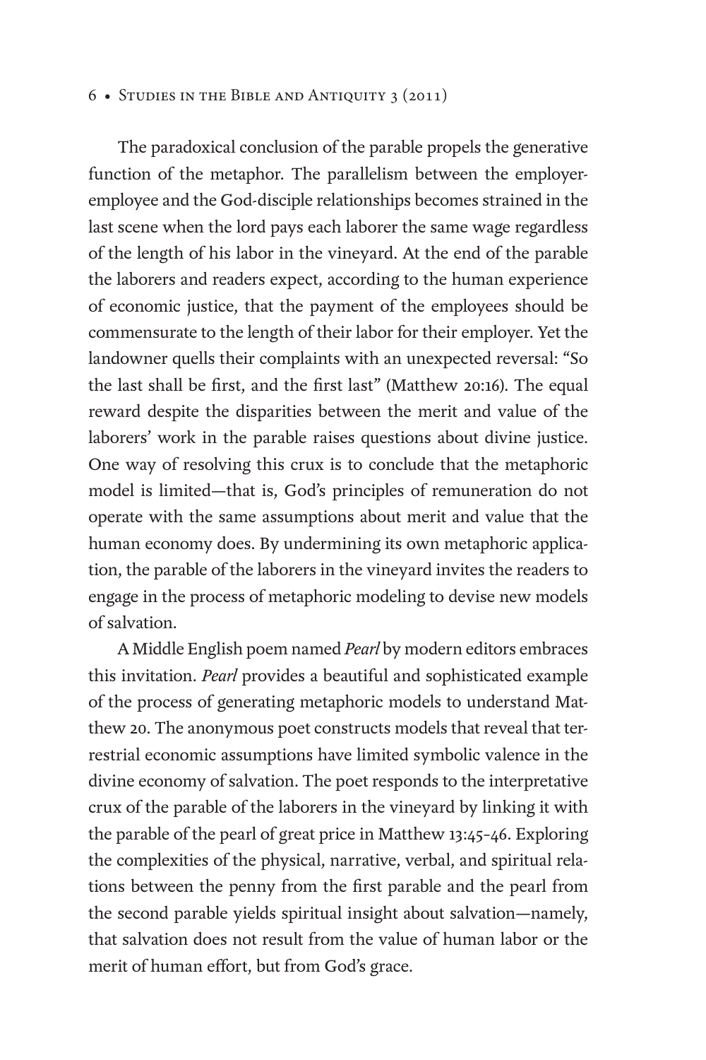The paradoxical conclusion of the parable propels the generative function of the metaphor. The parallelism between the employer-employee and the God-disciple relationships becomes strained in the last scene when the lord pays each laborer the same wage regardless of the length of his labor in the vineyard. At the end of the parable the laborers and readers expect, according to the human experience of economic justice, that the payment of the employees should be commensurate to the length of their labor for their employer. Yet the landowner quells their complaints with an unexpected reversal: "So the last shall be first, and the first last" (Matthew 20:16). The equal reward despite the disparities between the merit and value of the laborers' work in the parable raises questions about divine justice. One way of resolving this crux is to conclude that the metaphoric model is limited—that is, God's principles of remuneration do not operate with the same assumptions about merit and value that the human economy does. By undermining its own metaphoric application, the parable of the laborers in the vineyard invites the readers to engage in the process of metaphoric modeling to devise new models of salvation.

A Middle English poem named *Pearl* by modern editors embraces this invitation. *Pearl* provides a beautiful and sophisticated example of the process of generating metaphoric models to understand Matthew 20. The anonymous poet constructs models that reveal that terrestrial economic assumptions have limited symbolic valence in the divine economy of salvation. The poet responds to the interpretative crux of the parable of the laborers in the vineyard by linking it with the parable of the pearl of great price in Matthew 13:45–46. Exploring the complexities of the physical, narrative, verbal, and spiritual relations between the penny from the first parable and the pearl from the second parable yields spiritual insight about salvation—namely, that salvation does not result from the value of human labor or the merit of human effort, but from God's grace.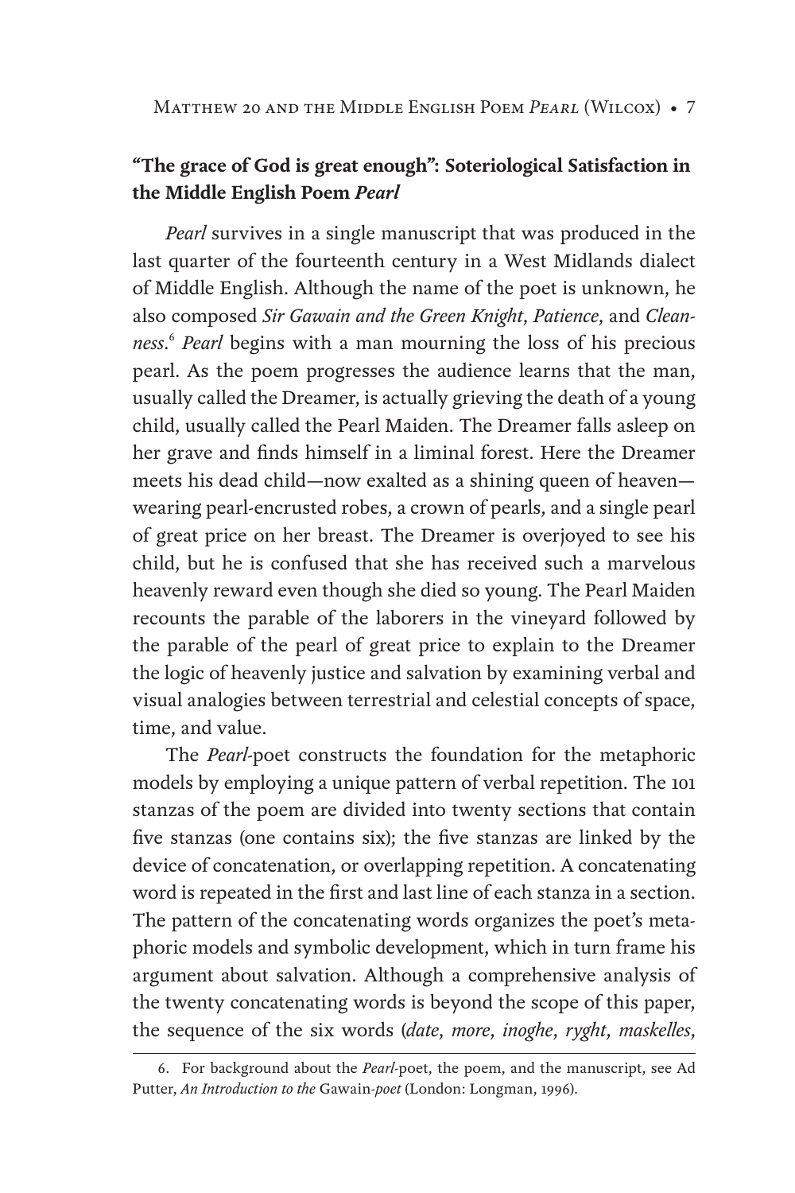## **"The grace of God is great enough": Soteriological Satisfaction in the Middle English Poem *Pearl***

*Pearl* survives in a single manuscript that was produced in the last quarter of the fourteenth century in a West Midlands dialect of Middle English. Although the name of the poet is unknown, he also composed *Sir Gawain and the Green Knight*, *Patience*, and *Cleanness*.[6] *Pearl* begins with a man mourning the loss of his precious pearl. As the poem progresses the audience learns that the man, usually called the Dreamer, is actually grieving the death of a young child, usually called the Pearl Maiden. The Dreamer falls asleep on her grave and finds himself in a liminal forest. Here the Dreamer meets his dead child—now exalted as a shining queen of heaven—wearing pearl-encrusted robes, a crown of pearls, and a single pearl of great price on her breast. The Dreamer is overjoyed to see his child, but he is confused that she has received such a marvelous heavenly reward even though she died so young. The Pearl Maiden recounts the parable of the laborers in the vineyard followed by the parable of the pearl of great price to explain to the Dreamer the logic of heavenly justice and salvation by examining verbal and visual analogies between terrestrial and celestial concepts of space, time, and value.

The *Pearl*-poet constructs the foundation for the metaphoric models by employing a unique pattern of verbal repetition. The 101 stanzas of the poem are divided into twenty sections that contain five stanzas (one contains six); the five stanzas are linked by the device of concatenation, or overlapping repetition. A concatenating word is repeated in the first and last line of each stanza in a section. The pattern of the concatenating words organizes the poet's metaphoric models and symbolic development, which in turn frame his argument about salvation. Although a comprehensive analysis of the twenty concatenating words is beyond the scope of this paper, the sequence of the six words (*date*, *more*, *inoghe*, *ryght*, *maskelles*,

6. For background about the *Pearl*-poet, the poem, and the manuscript, see Ad Putter, *An Introduction to the* Gawain*-poet* (London: Longman, 1996).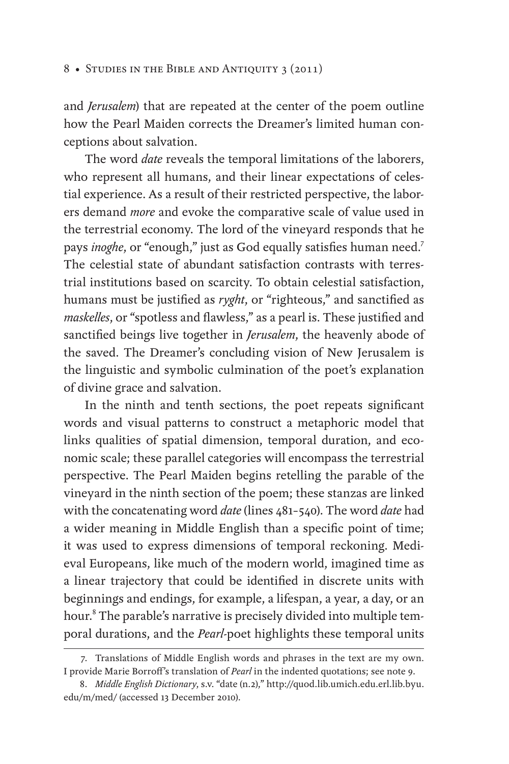and *Jerusalem*) that are repeated at the center of the poem outline how the Pearl Maiden corrects the Dreamer's limited human conceptions about salvation.

The word *date* reveals the temporal limitations of the laborers, who represent all humans, and their linear expectations of celestial experience. As a result of their restricted perspective, the laborers demand *more* and evoke the comparative scale of value used in the terrestrial economy. The lord of the vineyard responds that he pays *inoghe*, or "enough," just as God equally satisfies human need.[7] The celestial state of abundant satisfaction contrasts with terrestrial institutions based on scarcity. To obtain celestial satisfaction, humans must be justified as *ryght*, or "righteous," and sanctified as *maskelles*, or "spotless and flawless," as a pearl is. These justified and sanctified beings live together in *Jerusalem*, the heavenly abode of the saved. The Dreamer's concluding vision of New Jerusalem is the linguistic and symbolic culmination of the poet's explanation of divine grace and salvation.

In the ninth and tenth sections, the poet repeats significant words and visual patterns to construct a metaphoric model that links qualities of spatial dimension, temporal duration, and economic scale; these parallel categories will encompass the terrestrial perspective. The Pearl Maiden begins retelling the parable of the vineyard in the ninth section of the poem; these stanzas are linked with the concatenating word *date* (lines 481–540). The word *date* had a wider meaning in Middle English than a specific point of time; it was used to express dimensions of temporal reckoning. Medieval Europeans, like much of the modern world, imagined time as a linear trajectory that could be identified in discrete units with beginnings and endings, for example, a lifespan, a year, a day, or an hour.[8] The parable's narrative is precisely divided into multiple temporal durations, and the *Pearl*-poet highlights these temporal units

7. Translations of Middle English words and phrases in the text are my own. I provide Marie Borroff's translation of *Pearl* in the indented quotations; see note 9.

8. *Middle English Dictionary*, s.v. "date (n.2)," http://quod.lib.umich.edu.erl.lib.byu.edu/m/med/ (accessed 13 December 2010).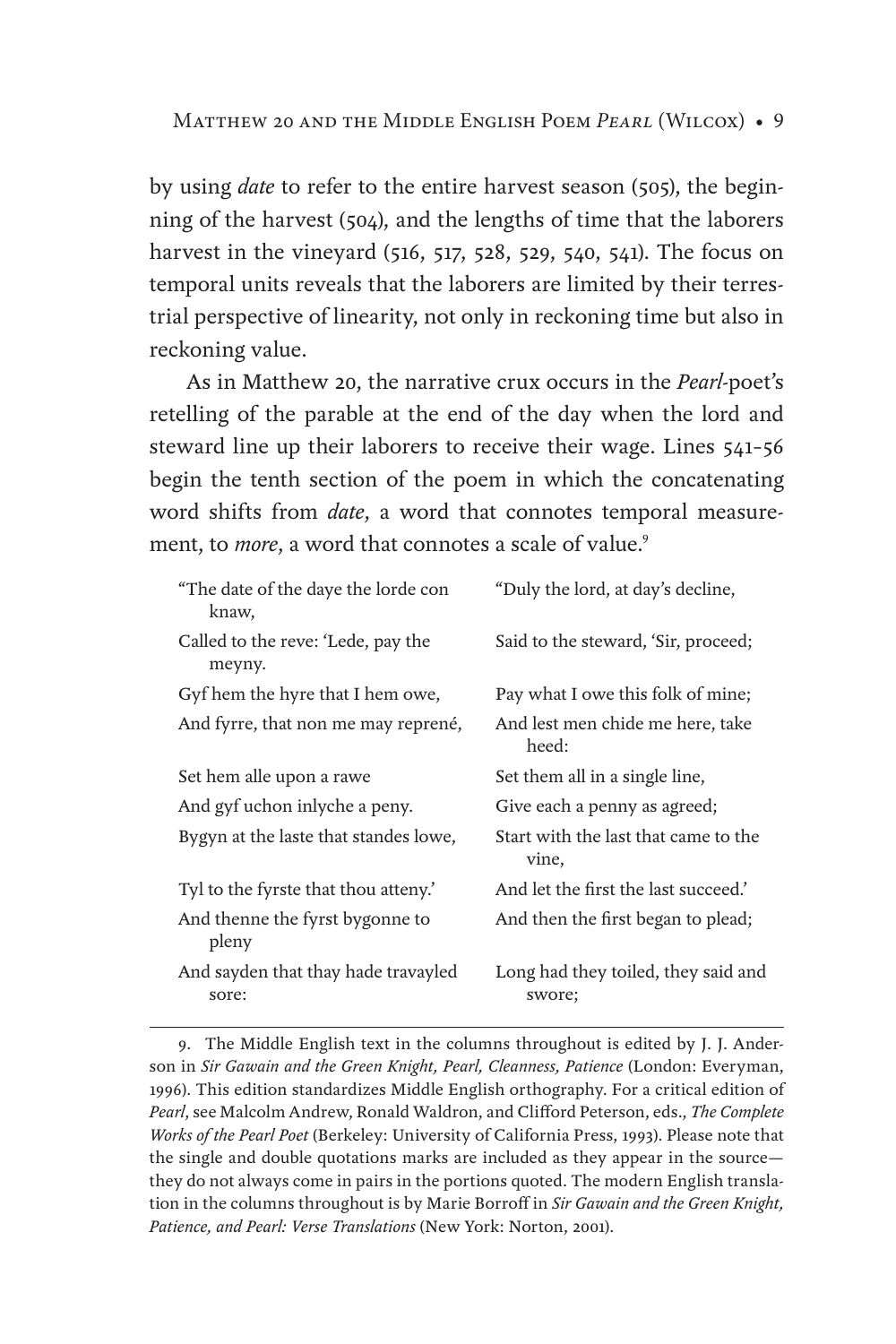by using *date* to refer to the entire harvest season (505), the beginning of the harvest (504), and the lengths of time that the laborers harvest in the vineyard (516, 517, 528, 529, 540, 541). The focus on temporal units reveals that the laborers are limited by their terrestrial perspective of linearity, not only in reckoning time but also in reckoning value.

As in Matthew 20, the narrative crux occurs in the *Pearl*-poet's retelling of the parable at the end of the day when the lord and steward line up their laborers to receive their wage. Lines 541–56 begin the tenth section of the poem in which the concatenating word shifts from *date*, a word that connotes temporal measurement, to *more*, a word that connotes a scale of value.[9]

| | |
|---|---|
| "The date of the daye the lorde con knaw, | "Duly the lord, at day's decline, |
| Called to the reve: 'Lede, pay the meyny. | Said to the steward, 'Sir, proceed; |
| Gyf hem the hyre that I hem owe, | Pay what I owe this folk of mine; |
| And fyrre, that non me may reprené, | And lest men chide me here, take heed: |
| Set hem alle upon a rawe | Set them all in a single line, |
| And gyf uchon inlyche a peny. | Give each a penny as agreed; |
| Bygyn at the laste that standes lowe, | Start with the last that came to the vine, |
| Tyl to the fyrste that thou atteny.' | And let the first the last succeed.' |
| And thenne the fyrst bygonne to pleny | And then the first began to plead; |
| And sayden that thay hade travayled sore: | Long had they toiled, they said and swore; |

9. The Middle English text in the columns throughout is edited by J. J. Anderson in *Sir Gawain and the Green Knight, Pearl, Cleanness, Patience* (London: Everyman, 1996). This edition standardizes Middle English orthography. For a critical edition of *Pearl*, see Malcolm Andrew, Ronald Waldron, and Clifford Peterson, eds., *The Complete Works of the Pearl Poet* (Berkeley: University of California Press, 1993). Please note that the single and double quotations marks are included as they appear in the source—they do not always come in pairs in the portions quoted. The modern English translation in the columns throughout is by Marie Borroff in *Sir Gawain and the Green Knight, Patience, and Pearl: Verse Translations* (New York: Norton, 2001).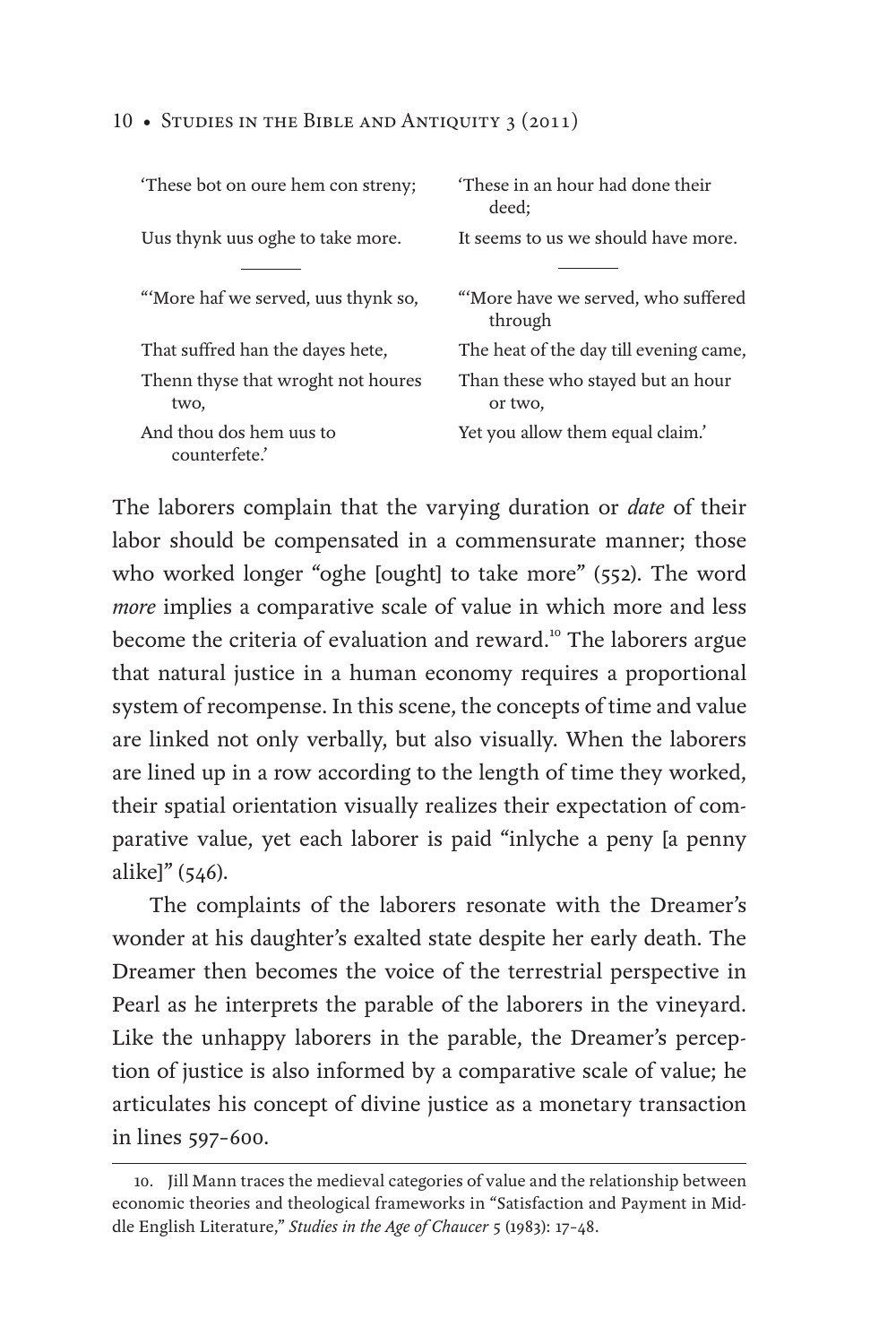| | |
|---|---|
| 'These bot on oure hem con streny; | 'These in an hour had done their deed; |
| Uus thynk uus oghe to take more. | It seems to us we should have more. |
| ——— | ——— |
| "'More haf we served, uus thynk so, | "'More have we served, who suffered through |
| That suffred han the dayes hete, | The heat of the day till evening came, |
| Thenn thyse that wroght not houres two, | Than these who stayed but an hour or two, |
| And thou dos hem uus to counterfete.' | Yet you allow them equal claim.' |

The laborers complain that the varying duration or *date* of their labor should be compensated in a commensurate manner; those who worked longer "oghe [ought] to take more" (552). The word *more* implies a comparative scale of value in which more and less become the criteria of evaluation and reward.[10] The laborers argue that natural justice in a human economy requires a proportional system of recompense. In this scene, the concepts of time and value are linked not only verbally, but also visually. When the laborers are lined up in a row according to the length of time they worked, their spatial orientation visually realizes their expectation of comparative value, yet each laborer is paid "inlyche a peny [a penny alike]" (546).

The complaints of the laborers resonate with the Dreamer's wonder at his daughter's exalted state despite her early death. The Dreamer then becomes the voice of the terrestrial perspective in Pearl as he interprets the parable of the laborers in the vineyard. Like the unhappy laborers in the parable, the Dreamer's perception of justice is also informed by a comparative scale of value; he articulates his concept of divine justice as a monetary transaction in lines 597–600.

10. Jill Mann traces the medieval categories of value and the relationship between economic theories and theological frameworks in "Satisfaction and Payment in Middle English Literature," *Studies in the Age of Chaucer* 5 (1983): 17–48.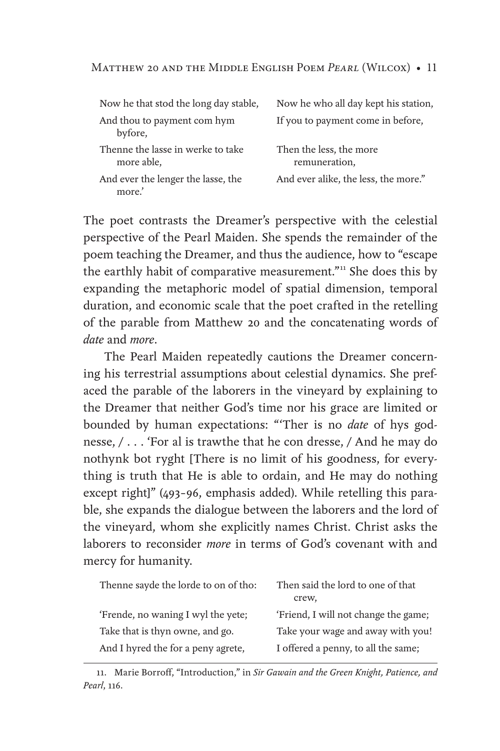| | |
|---|---|
| Now he that stod the long day stable, | Now he who all day kept his station, |
| And thou to payment com hym byfore, | If you to payment come in before, |
| Thenne the lasse in werke to take more able, | Then the less, the more remuneration, |
| And ever the lenger the lasse, the more.' | And ever alike, the less, the more." |

The poet contrasts the Dreamer's perspective with the celestial perspective of the Pearl Maiden. She spends the remainder of the poem teaching the Dreamer, and thus the audience, how to "escape the earthly habit of comparative measurement."[11] She does this by expanding the metaphoric model of spatial dimension, temporal duration, and economic scale that the poet crafted in the retelling of the parable from Matthew 20 and the concatenating words of *date* and *more*.

The Pearl Maiden repeatedly cautions the Dreamer concerning his terrestrial assumptions about celestial dynamics. She prefaced the parable of the laborers in the vineyard by explaining to the Dreamer that neither God's time nor his grace are limited or bounded by human expectations: "'Ther is no *date* of hys godnesse, / . . . 'For al is trawthe that he con dresse, / And he may do nothynk bot ryght [There is no limit of his goodness, for everything is truth that He is able to ordain, and He may do nothing except right]" (493–96, emphasis added). While retelling this parable, she expands the dialogue between the laborers and the lord of the vineyard, whom she explicitly names Christ. Christ asks the laborers to reconsider *more* in terms of God's covenant with and mercy for humanity.

| | |
|---|---|
| Thenne sayde the lorde to on of tho: | Then said the lord to one of that crew, |
| 'Frende, no waning I wyl the yete; | 'Friend, I will not change the game; |
| Take that is thyn owne, and go. | Take your wage and away with you! |
| And I hyred the for a peny agrete, | I offered a penny, to all the same; |

11. Marie Borroff, "Introduction," in *Sir Gawain and the Green Knight, Patience, and Pearl*, 116.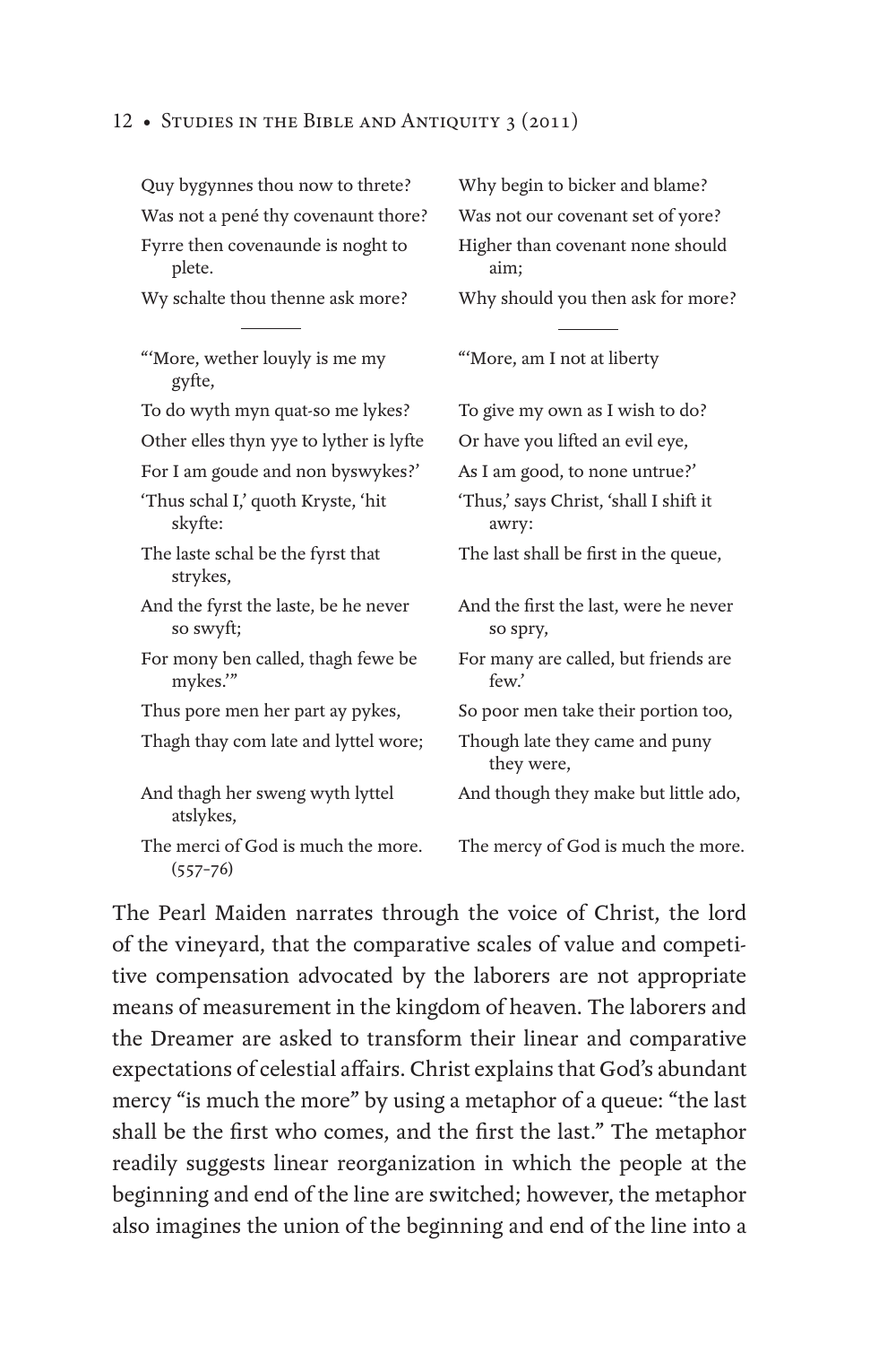| | |
|---|---|
| Quy bygynnes thou now to threte? | Why begin to bicker and blame? |
| Was not a pené thy covenaunt thore? | Was not our covenant set of yore? |
| Fyrre then covenaunde is noght to plete. | Higher than covenant none should aim; |
| Wy schalte thou thenne ask more? | Why should you then ask for more? |
| ——— | ——— |
| "'More, wether louyly is me my gyfte, | "'More, am I not at liberty |
| To do wyth myn quat-so me lykes? | To give my own as I wish to do? |
| Other elles thyn yye to lyther is lyfte | Or have you lifted an evil eye, |
| For I am goude and non byswykes?' | As I am good, to none untrue?' |
| 'Thus schal I,' quoth Kryste, 'hit skyfte: | 'Thus,' says Christ, 'shall I shift it awry: |
| The laste schal be the fyrst that strykes, | The last shall be first in the queue, |
| And the fyrst the laste, be he never so swyft; | And the first the last, were he never so spry, |
| For mony ben called, thagh fewe be mykes.'" | For many are called, but friends are few.' |
| Thus pore men her part ay pykes, | So poor men take their portion too, |
| Thagh thay com late and lyttel wore; | Though late they came and puny they were, |
| And thagh her sweng wyth lyttel atslykes, | And though they make but little ado, |
| The merci of God is much the more. (557–76) | The mercy of God is much the more. |

The Pearl Maiden narrates through the voice of Christ, the lord of the vineyard, that the comparative scales of value and competitive compensation advocated by the laborers are not appropriate means of measurement in the kingdom of heaven. The laborers and the Dreamer are asked to transform their linear and comparative expectations of celestial affairs. Christ explains that God's abundant mercy "is much the more" by using a metaphor of a queue: "the last shall be the first who comes, and the first the last." The metaphor readily suggests linear reorganization in which the people at the beginning and end of the line are switched; however, the metaphor also imagines the union of the beginning and end of the line into a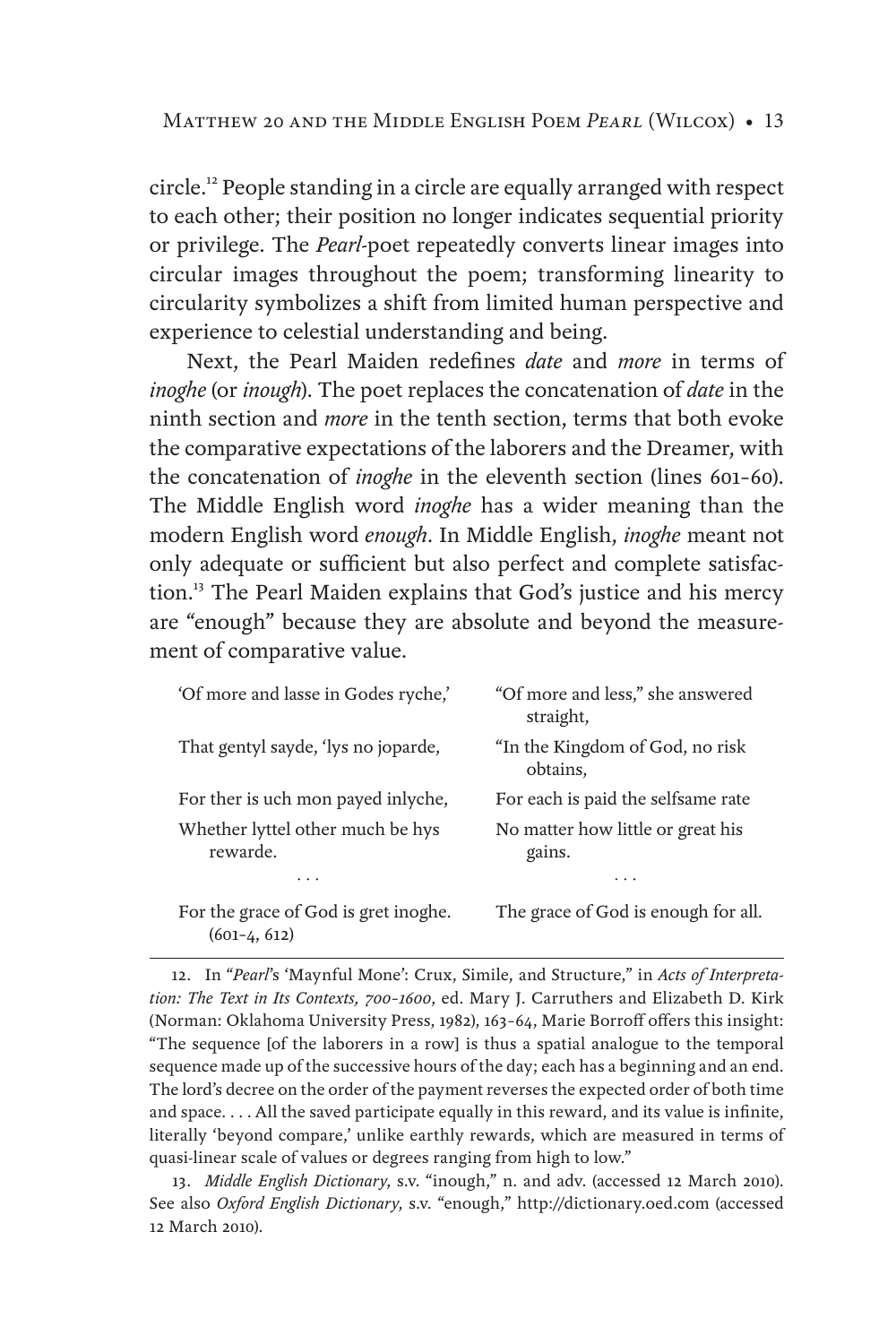circle.[12] People standing in a circle are equally arranged with respect to each other; their position no longer indicates sequential priority or privilege. The *Pearl*-poet repeatedly converts linear images into circular images throughout the poem; transforming linearity to circularity symbolizes a shift from limited human perspective and experience to celestial understanding and being.

Next, the Pearl Maiden redefines *date* and *more* in terms of *inoghe* (or *inough*). The poet replaces the concatenation of *date* in the ninth section and *more* in the tenth section, terms that both evoke the comparative expectations of the laborers and the Dreamer, with the concatenation of *inoghe* in the eleventh section (lines 601–60). The Middle English word *inoghe* has a wider meaning than the modern English word *enough*. In Middle English, *inoghe* meant not only adequate or sufficient but also perfect and complete satisfaction.[13] The Pearl Maiden explains that God's justice and his mercy are "enough" because they are absolute and beyond the measurement of comparative value.

| | |
|---|---|
| 'Of more and lasse in Godes ryche,' | "Of more and less," she answered straight, |
| That gentyl sayde, 'lys no joparde, | "In the Kingdom of God, no risk obtains, |
| For ther is uch mon payed inlyche, | For each is paid the selfsame rate |
| Whether lyttel other much be hys rewarde. | No matter how little or great his gains. |
| . . . | . . . |
| For the grace of God is gret inoghe. (601–4, 612) | The grace of God is enough for all. |

12. In "*Pearl*'s 'Maynful Mone': Crux, Simile, and Structure," in *Acts of Interpretation: The Text in Its Contexts, 700–1600*, ed. Mary J. Carruthers and Elizabeth D. Kirk (Norman: Oklahoma University Press, 1982), 163–64, Marie Borroff offers this insight: "The sequence [of the laborers in a row] is thus a spatial analogue to the temporal sequence made up of the successive hours of the day; each has a beginning and an end. The lord's decree on the order of the payment reverses the expected order of both time and space. . . . All the saved participate equally in this reward, and its value is infinite, literally 'beyond compare,' unlike earthly rewards, which are measured in terms of quasi-linear scale of values or degrees ranging from high to low."

13. *Middle English Dictionary*, s.v. "inough," n. and adv. (accessed 12 March 2010). See also *Oxford English Dictionary*, s.v. "enough," http://dictionary.oed.com (accessed 12 March 2010).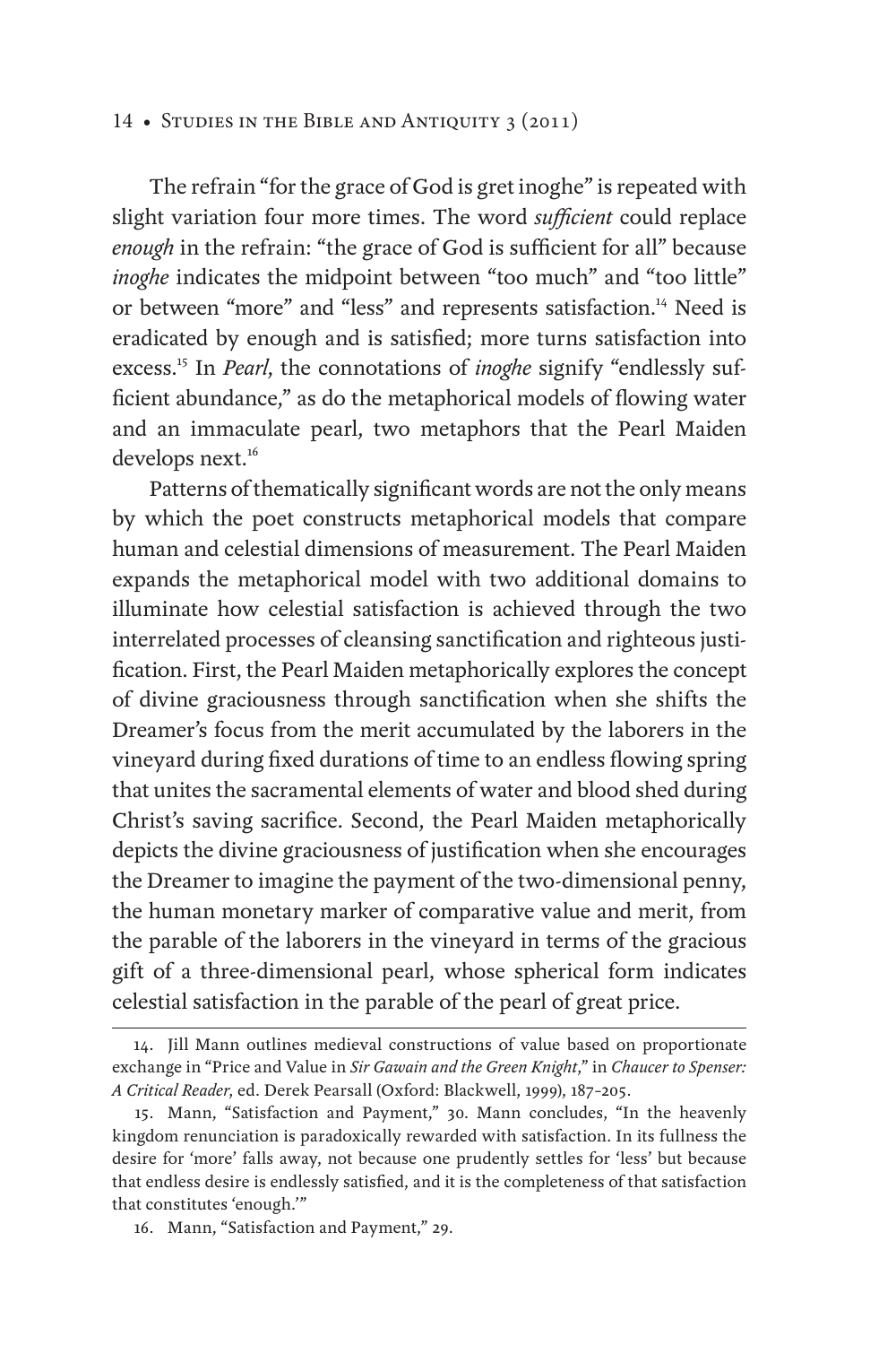The refrain "for the grace of God is gret inoghe" is repeated with slight variation four more times. The word *sufficient* could replace *enough* in the refrain: "the grace of God is sufficient for all" because *inoghe* indicates the midpoint between "too much" and "too little" or between "more" and "less" and represents satisfaction.[14] Need is eradicated by enough and is satisfied; more turns satisfaction into excess.[15] In *Pearl*, the connotations of *inoghe* signify "endlessly sufficient abundance," as do the metaphorical models of flowing water and an immaculate pearl, two metaphors that the Pearl Maiden develops next.[16]

Patterns of thematically significant words are not the only means by which the poet constructs metaphorical models that compare human and celestial dimensions of measurement. The Pearl Maiden expands the metaphorical model with two additional domains to illuminate how celestial satisfaction is achieved through the two interrelated processes of cleansing sanctification and righteous justification. First, the Pearl Maiden metaphorically explores the concept of divine graciousness through sanctification when she shifts the Dreamer's focus from the merit accumulated by the laborers in the vineyard during fixed durations of time to an endless flowing spring that unites the sacramental elements of water and blood shed during Christ's saving sacrifice. Second, the Pearl Maiden metaphorically depicts the divine graciousness of justification when she encourages the Dreamer to imagine the payment of the two-dimensional penny, the human monetary marker of comparative value and merit, from the parable of the laborers in the vineyard in terms of the gracious gift of a three-dimensional pearl, whose spherical form indicates celestial satisfaction in the parable of the pearl of great price.

---

14. Jill Mann outlines medieval constructions of value based on proportionate exchange in "Price and Value in *Sir Gawain and the Green Knight*," in *Chaucer to Spenser: A Critical Reader*, ed. Derek Pearsall (Oxford: Blackwell, 1999), 187–205.

15. Mann, "Satisfaction and Payment," 30. Mann concludes, "In the heavenly kingdom renunciation is paradoxically rewarded with satisfaction. In its fullness the desire for 'more' falls away, not because one prudently settles for 'less' but because that endless desire is endlessly satisfied, and it is the completeness of that satisfaction that constitutes 'enough.'"

16. Mann, "Satisfaction and Payment," 29.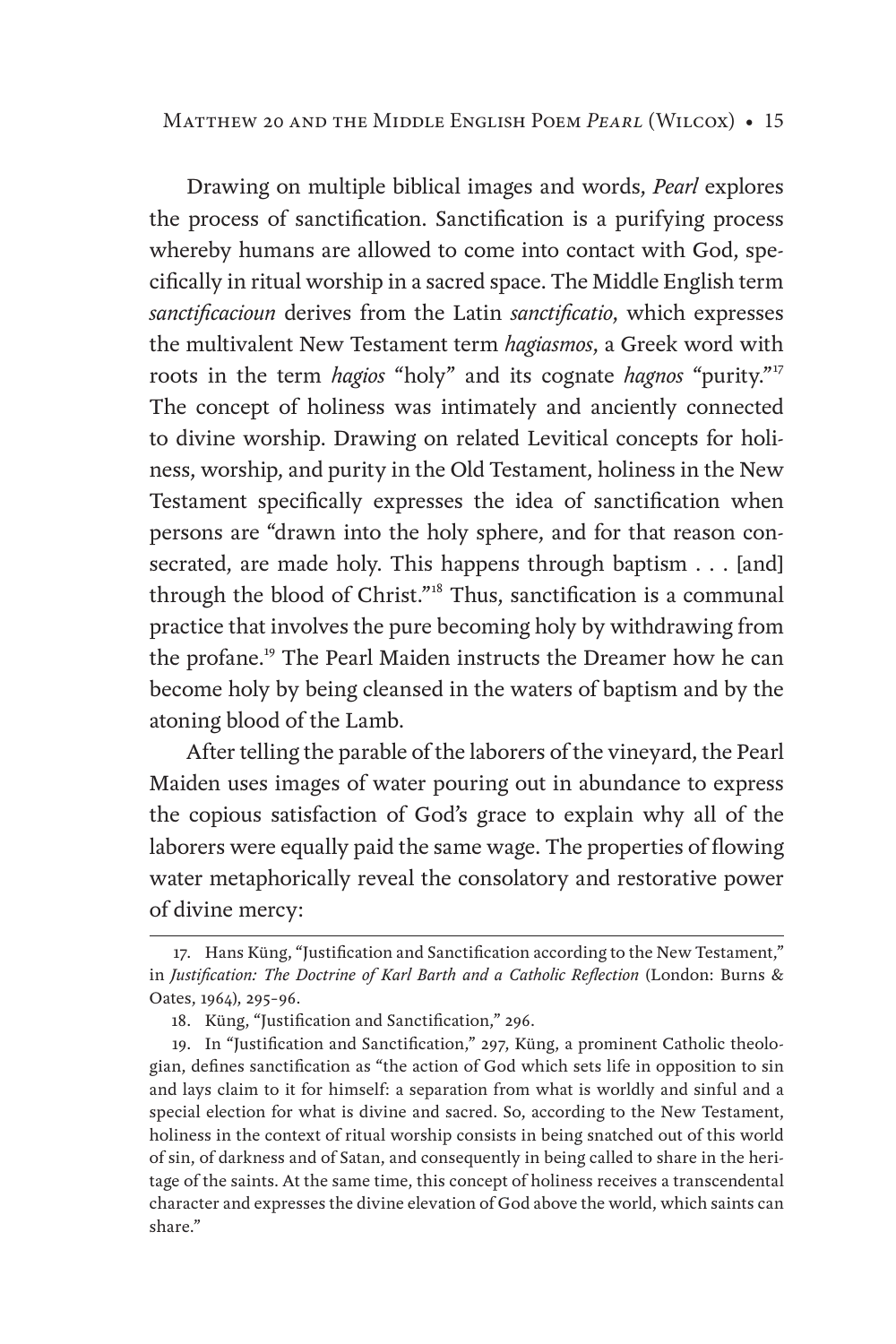Drawing on multiple biblical images and words, *Pearl* explores the process of sanctification. Sanctification is a purifying process whereby humans are allowed to come into contact with God, specifically in ritual worship in a sacred space. The Middle English term *sanctificacioun* derives from the Latin *sanctificatio*, which expresses the multivalent New Testament term *hagiasmos*, a Greek word with roots in the term *hagios* "holy" and its cognate *hagnos* "purity."[17] The concept of holiness was intimately and anciently connected to divine worship. Drawing on related Levitical concepts for holiness, worship, and purity in the Old Testament, holiness in the New Testament specifically expresses the idea of sanctification when persons are "drawn into the holy sphere, and for that reason consecrated, are made holy. This happens through baptism . . . [and] through the blood of Christ."[18] Thus, sanctification is a communal practice that involves the pure becoming holy by withdrawing from the profane.[19] The Pearl Maiden instructs the Dreamer how he can become holy by being cleansed in the waters of baptism and by the atoning blood of the Lamb.

After telling the parable of the laborers of the vineyard, the Pearl Maiden uses images of water pouring out in abundance to express the copious satisfaction of God's grace to explain why all of the laborers were equally paid the same wage. The properties of flowing water metaphorically reveal the consolatory and restorative power of divine mercy:

---

17. Hans Küng, "Justification and Sanctification according to the New Testament," in *Justification: The Doctrine of Karl Barth and a Catholic Reflection* (London: Burns & Oates, 1964), 295–96.

18. Küng, "Justification and Sanctification," 296.

19. In "Justification and Sanctification," 297, Küng, a prominent Catholic theologian, defines sanctification as "the action of God which sets life in opposition to sin and lays claim to it for himself: a separation from what is worldly and sinful and a special election for what is divine and sacred. So, according to the New Testament, holiness in the context of ritual worship consists in being snatched out of this world of sin, of darkness and of Satan, and consequently in being called to share in the heritage of the saints. At the same time, this concept of holiness receives a transcendental character and expresses the divine elevation of God above the world, which saints can share."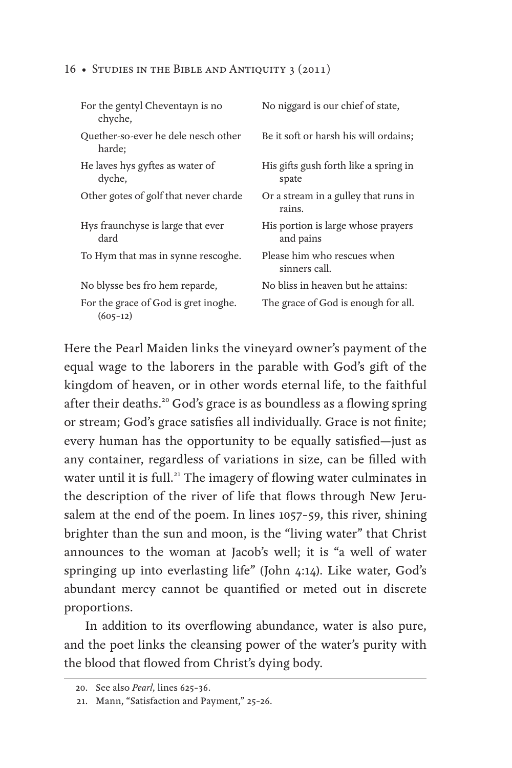| | |
|---|---|
| For the gentyl Cheventayn is no chyche, | No niggard is our chief of state, |
| Quether-so-ever he dele nesch other harde; | Be it soft or harsh his will ordains; |
| He laves hys gyftes as water of dyche, | His gifts gush forth like a spring in spate |
| Other gotes of golf that never charde | Or a stream in a gulley that runs in rains. |
| Hys fraunchyse is large that ever dard | His portion is large whose prayers and pains |
| To Hym that mas in synne rescoghe. | Please him who rescues when sinners call. |
| No blysse bes fro hem reparde, | No bliss in heaven but he attains: |
| For the grace of God is gret inoghe. (605–12) | The grace of God is enough for all. |

Here the Pearl Maiden links the vineyard owner's payment of the equal wage to the laborers in the parable with God's gift of the kingdom of heaven, or in other words eternal life, to the faithful after their deaths.[20] God's grace is as boundless as a flowing spring or stream; God's grace satisfies all individually. Grace is not finite; every human has the opportunity to be equally satisfied—just as any container, regardless of variations in size, can be filled with water until it is full.[21] The imagery of flowing water culminates in the description of the river of life that flows through New Jerusalem at the end of the poem. In lines 1057–59, this river, shining brighter than the sun and moon, is the "living water" that Christ announces to the woman at Jacob's well; it is "a well of water springing up into everlasting life" (John 4:14). Like water, God's abundant mercy cannot be quantified or meted out in discrete proportions.

In addition to its overflowing abundance, water is also pure, and the poet links the cleansing power of the water's purity with the blood that flowed from Christ's dying body.

20. See also *Pearl*, lines 625–36.

21. Mann, "Satisfaction and Payment," 25–26.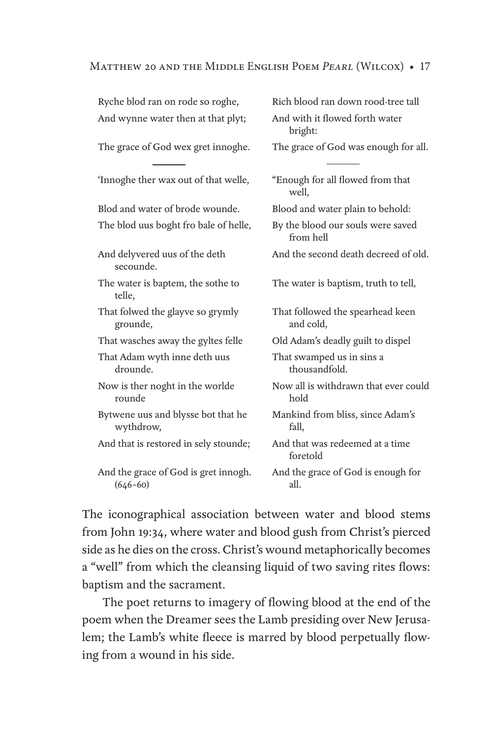| | |
|---|---|
| Ryche blod ran on rode so roghe, | Rich blood ran down rood-tree tall |
| And wynne water then at that plyt; | And with it flowed forth water bright: |
| The grace of God wex gret innoghe. | The grace of God was enough for all. |

———

| | |
|---|---|
| 'Innoghe ther wax out of that welle, | "Enough for all flowed from that well, |
| Blod and water of brode wounde. | Blood and water plain to behold: |
| The blod uus boght fro bale of helle, | By the blood our souls were saved from hell |
| And delyvered uus of the deth secounde. | And the second death decreed of old. |
| The water is baptem, the sothe to telle, | The water is baptism, truth to tell, |
| That folwed the glayve so grymly grounde, | That followed the spearhead keen and cold, |
| That wasches away the gyltes felle | Old Adam's deadly guilt to dispel |
| That Adam wyth inne deth uus drounde. | That swamped us in sins a thousandfold. |
| Now is ther noght in the worlde rounde | Now all is withdrawn that ever could hold |
| Bytwene uus and blysse bot that he wythdrow, | Mankind from bliss, since Adam's fall, |
| And that is restored in sely stounde; | And that was redeemed at a time foretold |
| And the grace of God is gret innogh. (646–60) | And the grace of God is enough for all. |

The iconographical association between water and blood stems from John 19:34, where water and blood gush from Christ's pierced side as he dies on the cross. Christ's wound metaphorically becomes a "well" from which the cleansing liquid of two saving rites flows: baptism and the sacrament.

The poet returns to imagery of flowing blood at the end of the poem when the Dreamer sees the Lamb presiding over New Jerusalem; the Lamb's white fleece is marred by blood perpetually flowing from a wound in his side.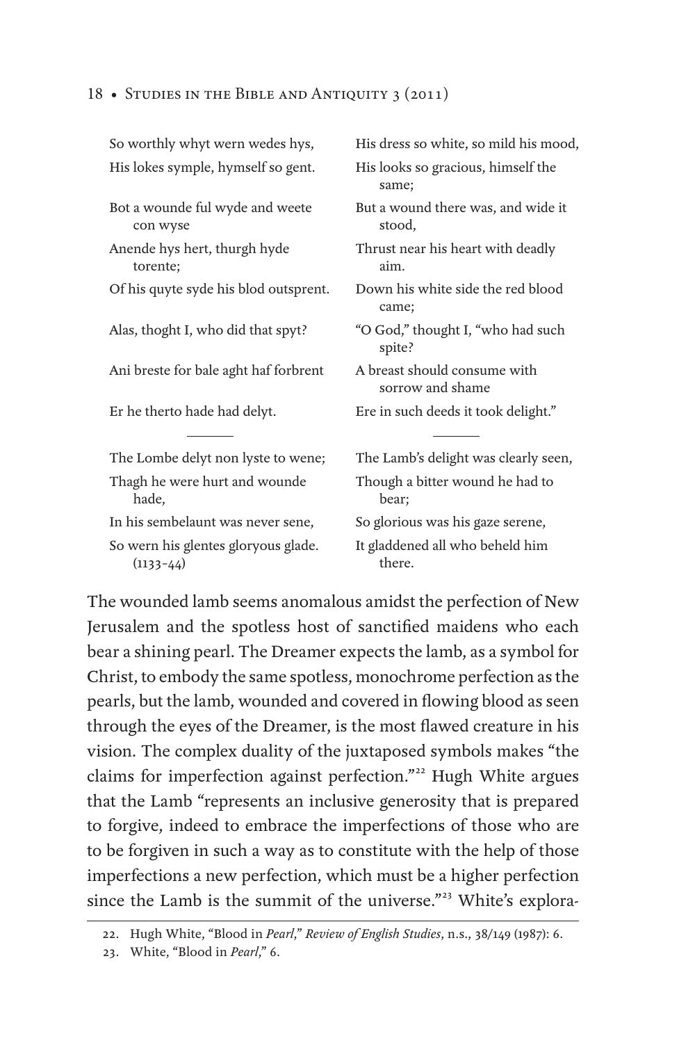| | |
|---|---|
| So worthly whyt wern wedes hys, | His dress so white, so mild his mood, |
| His lokes symple, hymself so gent. | His looks so gracious, himself the same; |
| Bot a wounde ful wyde and weete con wyse | But a wound there was, and wide it stood, |
| Anende hys hert, thurgh hyde torente; | Thrust near his heart with deadly aim. |
| Of his quyte syde his blod outsprent. | Down his white side the red blood came; |
| Alas, thoght I, who did that spyt? | "O God," thought I, "who had such spite? |
| Ani breste for bale aght haf forbrent | A breast should consume with sorrow and shame |
| Er he therto hade had delyt. | Ere in such deeds it took delight." |
| ——— | ——— |
| The Lombe delyt non lyste to wene; | The Lamb's delight was clearly seen, |
| Thagh he were hurt and wounde hade, | Though a bitter wound he had to bear; |
| In his sembelaunt was never sene, | So glorious was his gaze serene, |
| So wern his glentes gloryous glade. (1133–44) | It gladdened all who beheld him there. |

The wounded lamb seems anomalous amidst the perfection of New Jerusalem and the spotless host of sanctified maidens who each bear a shining pearl. The Dreamer expects the lamb, as a symbol for Christ, to embody the same spotless, monochrome perfection as the pearls, but the lamb, wounded and covered in flowing blood as seen through the eyes of the Dreamer, is the most flawed creature in his vision. The complex duality of the juxtaposed symbols makes "the claims for imperfection against perfection."[22] Hugh White argues that the Lamb "represents an inclusive generosity that is prepared to forgive, indeed to embrace the imperfections of those who are to be forgiven in such a way as to constitute with the help of those imperfections a new perfection, which must be a higher perfection since the Lamb is the summit of the universe."[23] White's explora-

22. Hugh White, "Blood in *Pearl*," *Review of English Studies*, n.s., 38/149 (1987): 6.

23. White, "Blood in *Pearl*," 6.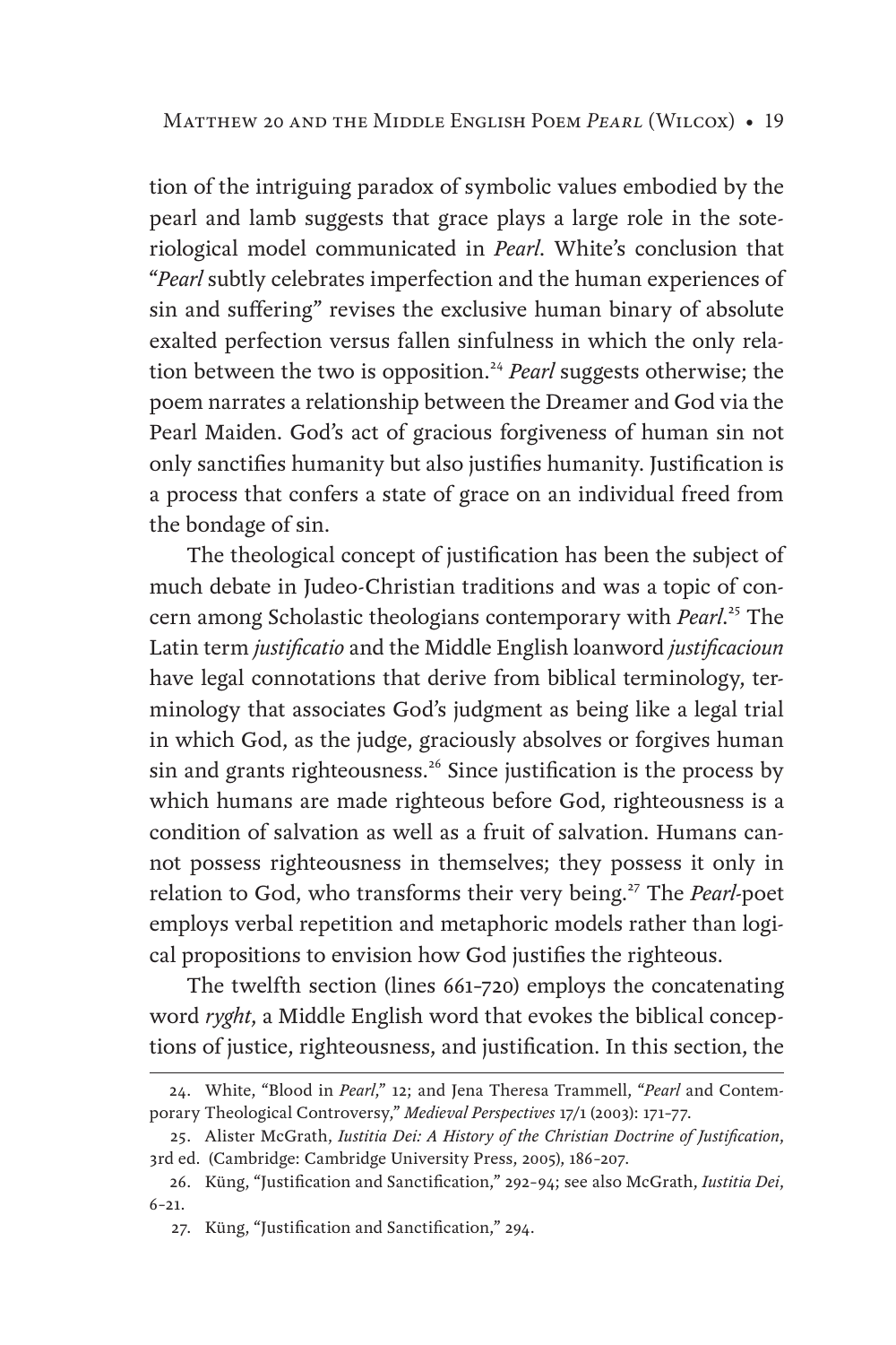tion of the intriguing paradox of symbolic values embodied by the pearl and lamb suggests that grace plays a large role in the soteriological model communicated in *Pearl*. White's conclusion that "*Pearl* subtly celebrates imperfection and the human experiences of sin and suffering" revises the exclusive human binary of absolute exalted perfection versus fallen sinfulness in which the only relation between the two is opposition.[24] *Pearl* suggests otherwise; the poem narrates a relationship between the Dreamer and God via the Pearl Maiden. God's act of gracious forgiveness of human sin not only sanctifies humanity but also justifies humanity. Justification is a process that confers a state of grace on an individual freed from the bondage of sin.

The theological concept of justification has been the subject of much debate in Judeo-Christian traditions and was a topic of concern among Scholastic theologians contemporary with *Pearl*.[25] The Latin term *justificatio* and the Middle English loanword *justificacioun* have legal connotations that derive from biblical terminology, terminology that associates God's judgment as being like a legal trial in which God, as the judge, graciously absolves or forgives human sin and grants righteousness.[26] Since justification is the process by which humans are made righteous before God, righteousness is a condition of salvation as well as a fruit of salvation. Humans cannot possess righteousness in themselves; they possess it only in relation to God, who transforms their very being.[27] The *Pearl*-poet employs verbal repetition and metaphoric models rather than logical propositions to envision how God justifies the righteous.

The twelfth section (lines 661–720) employs the concatenating word *ryght*, a Middle English word that evokes the biblical conceptions of justice, righteousness, and justification. In this section, the

---

24. White, "Blood in *Pearl*," 12; and Jena Theresa Trammell, "*Pearl* and Contemporary Theological Controversy," *Medieval Perspectives* 17/1 (2003): 171–77.

25. Alister McGrath, *Iustitia Dei: A History of the Christian Doctrine of Justification*, 3rd ed. (Cambridge: Cambridge University Press, 2005), 186–207.

26. Küng, "Justification and Sanctification," 292–94; see also McGrath, *Iustitia Dei*, 6–21.

27. Küng, "Justification and Sanctification," 294.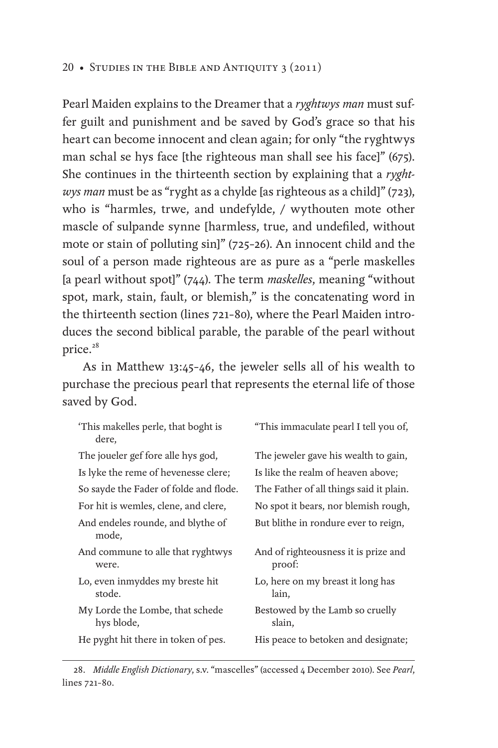Pearl Maiden explains to the Dreamer that a *ryghtwys man* must suffer guilt and punishment and be saved by God's grace so that his heart can become innocent and clean again; for only "the ryghtwys man schal se hys face [the righteous man shall see his face]" (675). She continues in the thirteenth section by explaining that a *ryghtwys man* must be as "ryght as a chylde [as righteous as a child]" (723), who is "harmles, trwe, and undefylde, / wythouten mote other mascle of sulpande synne [harmless, true, and undefiled, without mote or stain of polluting sin]" (725–26). An innocent child and the soul of a person made righteous are as pure as a "perle maskelles [a pearl without spot]" (744). The term *maskelles*, meaning "without spot, mark, stain, fault, or blemish," is the concatenating word in the thirteenth section (lines 721–80), where the Pearl Maiden introduces the second biblical parable, the parable of the pearl without price.[28]

As in Matthew 13:45–46, the jeweler sells all of his wealth to purchase the precious pearl that represents the eternal life of those saved by God.

| | |
|---|---|
| 'This makelles perle, that boght is dere, | "This immaculate pearl I tell you of, |
| The joueler gef fore alle hys god, | The jeweler gave his wealth to gain, |
| Is lyke the reme of hevenesse clere; | Is like the realm of heaven above; |
| So sayde the Fader of folde and flode. | The Father of all things said it plain. |
| For hit is wemles, clene, and clere, | No spot it bears, nor blemish rough, |
| And endeles rounde, and blythe of mode, | But blithe in rondure ever to reign, |
| And commune to alle that ryghtwys were. | And of righteousness it is prize and proof: |
| Lo, even inmyddes my breste hit stode. | Lo, here on my breast it long has lain, |
| My Lorde the Lombe, that schede hys blode, | Bestowed by the Lamb so cruelly slain, |
| He pyght hit there in token of pes. | His peace to betoken and designate; |

28. *Middle English Dictionary*, s.v. "mascelles" (accessed 4 December 2010). See *Pearl*, lines 721–80.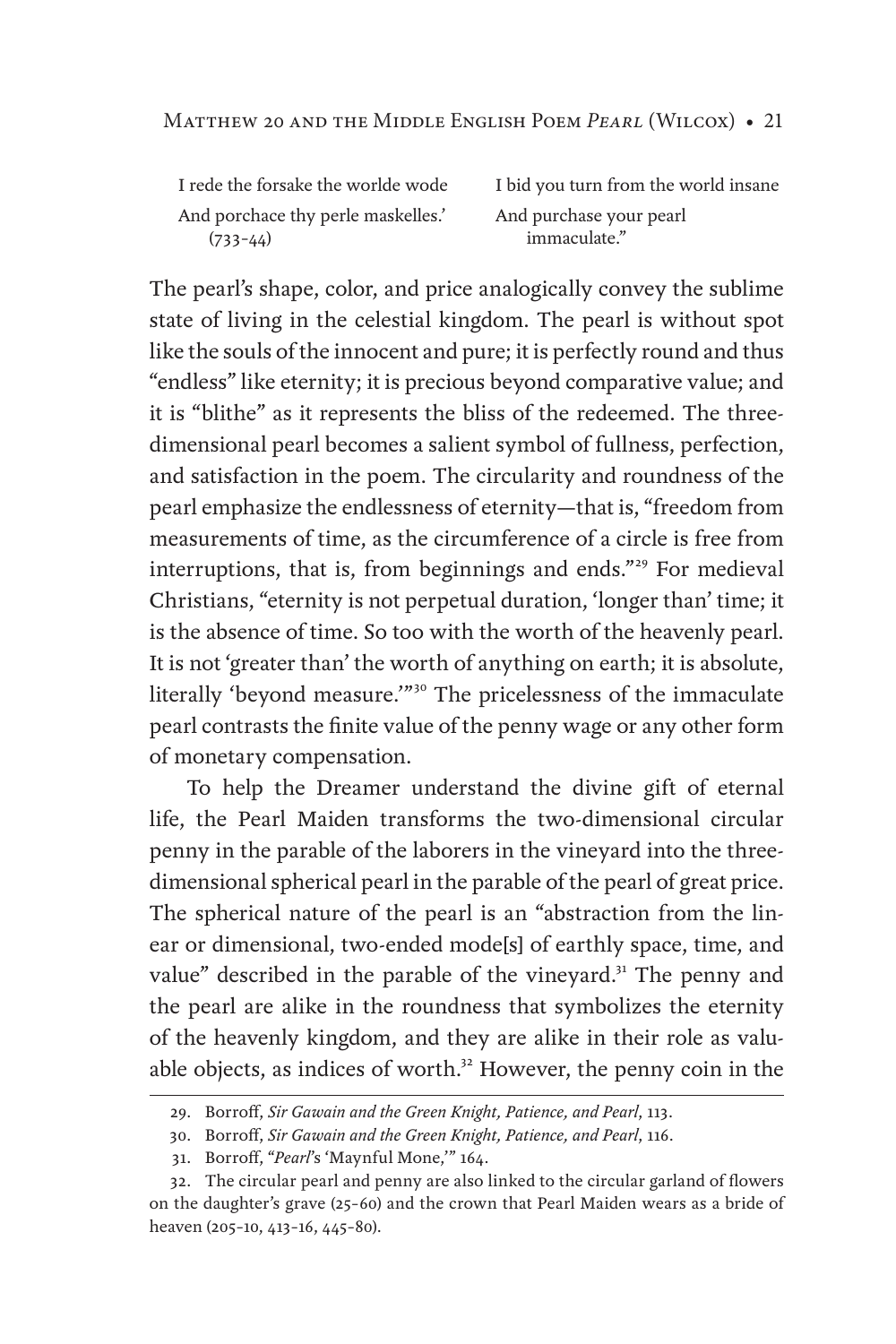| | |
|---|---|
| I rede the forsake the worlde wode | I bid you turn from the world insane |
| And porchace thy perle maskelles.' (733–44) | And purchase your pearl immaculate." |

The pearl's shape, color, and price analogically convey the sublime state of living in the celestial kingdom. The pearl is without spot like the souls of the innocent and pure; it is perfectly round and thus "endless" like eternity; it is precious beyond comparative value; and it is "blithe" as it represents the bliss of the redeemed. The three-dimensional pearl becomes a salient symbol of fullness, perfection, and satisfaction in the poem. The circularity and roundness of the pearl emphasize the endlessness of eternity—that is, "freedom from measurements of time, as the circumference of a circle is free from interruptions, that is, from beginnings and ends."[29] For medieval Christians, "eternity is not perpetual duration, 'longer than' time; it is the absence of time. So too with the worth of the heavenly pearl. It is not 'greater than' the worth of anything on earth; it is absolute, literally 'beyond measure.'"[30] The pricelessness of the immaculate pearl contrasts the finite value of the penny wage or any other form of monetary compensation.

To help the Dreamer understand the divine gift of eternal life, the Pearl Maiden transforms the two-dimensional circular penny in the parable of the laborers in the vineyard into the three-dimensional spherical pearl in the parable of the pearl of great price. The spherical nature of the pearl is an "abstraction from the linear or dimensional, two-ended mode[s] of earthly space, time, and value" described in the parable of the vineyard.[31] The penny and the pearl are alike in the roundness that symbolizes the eternity of the heavenly kingdom, and they are alike in their role as valuable objects, as indices of worth.[32] However, the penny coin in the

29. Borroff, *Sir Gawain and the Green Knight, Patience, and Pearl*, 113.

30. Borroff, *Sir Gawain and the Green Knight, Patience, and Pearl*, 116.

31. Borroff, "*Pearl*'s 'Maynful Mone,'" 164.

32. The circular pearl and penny are also linked to the circular garland of flowers on the daughter's grave (25–60) and the crown that Pearl Maiden wears as a bride of heaven (205–10, 413–16, 445–80).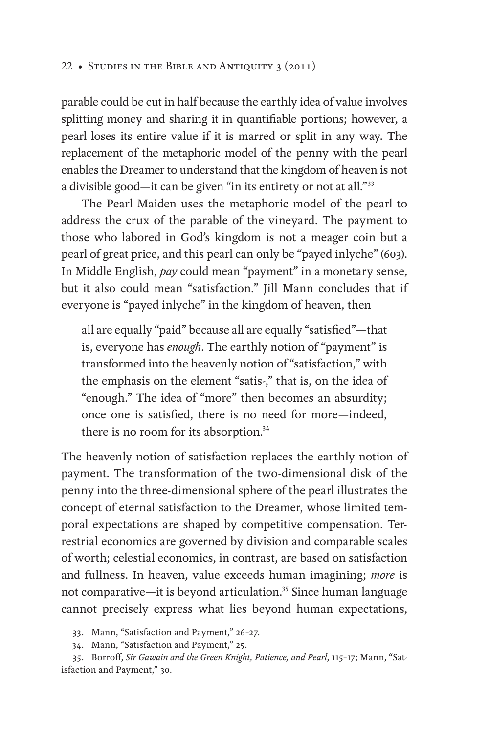parable could be cut in half because the earthly idea of value involves splitting money and sharing it in quantifiable portions; however, a pearl loses its entire value if it is marred or split in any way. The replacement of the metaphoric model of the penny with the pearl enables the Dreamer to understand that the kingdom of heaven is not a divisible good—it can be given "in its entirety or not at all."[33]

The Pearl Maiden uses the metaphoric model of the pearl to address the crux of the parable of the vineyard. The payment to those who labored in God's kingdom is not a meager coin but a pearl of great price, and this pearl can only be "payed inlyche" (603). In Middle English, *pay* could mean "payment" in a monetary sense, but it also could mean "satisfaction." Jill Mann concludes that if everyone is "payed inlyche" in the kingdom of heaven, then

> all are equally "paid" because all are equally "satisfied"—that is, everyone has *enough*. The earthly notion of "payment" is transformed into the heavenly notion of "satisfaction," with the emphasis on the element "satis-," that is, on the idea of "enough." The idea of "more" then becomes an absurdity; once one is satisfied, there is no need for more—indeed, there is no room for its absorption.[34]

The heavenly notion of satisfaction replaces the earthly notion of payment. The transformation of the two-dimensional disk of the penny into the three-dimensional sphere of the pearl illustrates the concept of eternal satisfaction to the Dreamer, whose limited temporal expectations are shaped by competitive compensation. Terrestrial economics are governed by division and comparable scales of worth; celestial economics, in contrast, are based on satisfaction and fullness. In heaven, value exceeds human imagining; *more* is not comparative—it is beyond articulation.[35] Since human language cannot precisely express what lies beyond human expectations,

---

33. Mann, "Satisfaction and Payment," 26–27.

34. Mann, "Satisfaction and Payment," 25.

35. Borroff, *Sir Gawain and the Green Knight, Patience, and Pearl*, 115–17; Mann, "Satisfaction and Payment," 30.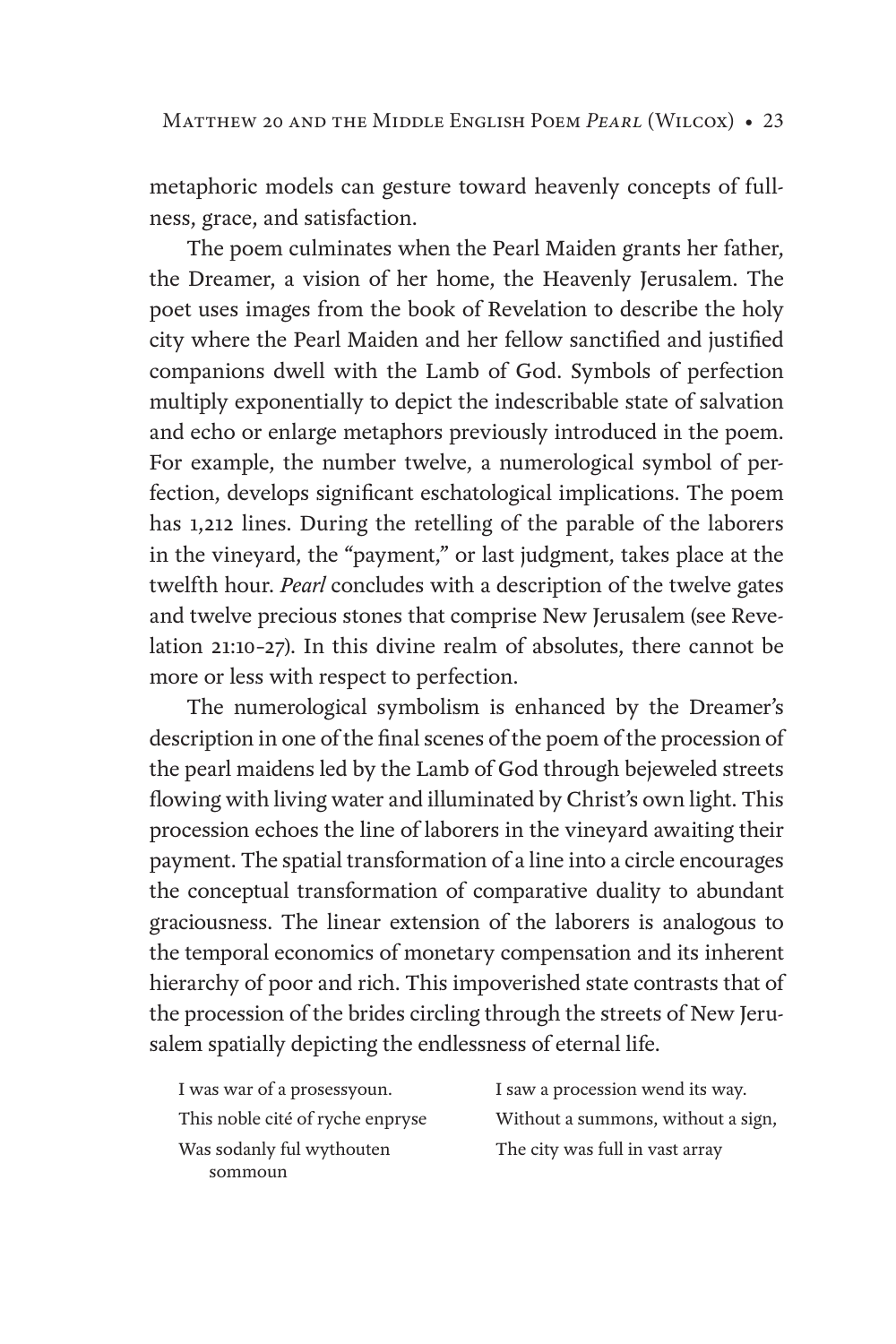metaphoric models can gesture toward heavenly concepts of fullness, grace, and satisfaction.

The poem culminates when the Pearl Maiden grants her father, the Dreamer, a vision of her home, the Heavenly Jerusalem. The poet uses images from the book of Revelation to describe the holy city where the Pearl Maiden and her fellow sanctified and justified companions dwell with the Lamb of God. Symbols of perfection multiply exponentially to depict the indescribable state of salvation and echo or enlarge metaphors previously introduced in the poem. For example, the number twelve, a numerological symbol of perfection, develops significant eschatological implications. The poem has 1,212 lines. During the retelling of the parable of the laborers in the vineyard, the "payment," or last judgment, takes place at the twelfth hour. *Pearl* concludes with a description of the twelve gates and twelve precious stones that comprise New Jerusalem (see Revelation 21:10–27). In this divine realm of absolutes, there cannot be more or less with respect to perfection.

The numerological symbolism is enhanced by the Dreamer's description in one of the final scenes of the poem of the procession of the pearl maidens led by the Lamb of God through bejeweled streets flowing with living water and illuminated by Christ's own light. This procession echoes the line of laborers in the vineyard awaiting their payment. The spatial transformation of a line into a circle encourages the conceptual transformation of comparative duality to abundant graciousness. The linear extension of the laborers is analogous to the temporal economics of monetary compensation and its inherent hierarchy of poor and rich. This impoverished state contrasts that of the procession of the brides circling through the streets of New Jerusalem spatially depicting the endlessness of eternal life.

| | |
|---|---|
| I was war of a prosessyoun. | I saw a procession wend its way. |
| This noble cité of ryche enpryse | Without a summons, without a sign, |
| Was sodanly ful wythouten sommoun | The city was full in vast array |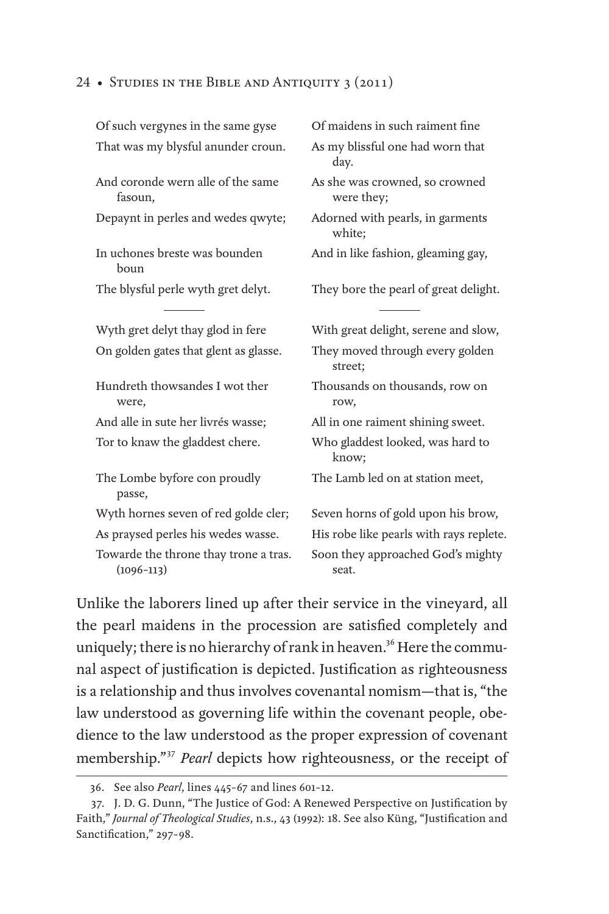| | |
|---|---|
| Of such vergynes in the same gyse | Of maidens in such raiment fine |
| That was my blysful anunder croun. | As my blissful one had worn that day. |
| And coronde wern alle of the same fasoun, | As she was crowned, so crowned were they; |
| Depaynt in perles and wedes qwyte; | Adorned with pearls, in garments white; |
| In uchones breste was bounden boun | And in like fashion, gleaming gay, |
| The blysful perle wyth gret delyt. | They bore the pearl of great delight. |
| ——— | ——— |
| Wyth gret delyt thay glod in fere | With great delight, serene and slow, |
| On golden gates that glent as glasse. | They moved through every golden street; |
| Hundreth thowsandes I wot ther were, | Thousands on thousands, row on row, |
| And alle in sute her livrés wasse; | All in one raiment shining sweet. |
| Tor to knaw the gladdest chere. | Who gladdest looked, was hard to know; |
| The Lombe byfore con proudly passe, | The Lamb led on at station meet, |
| Wyth hornes seven of red golde cler; | Seven horns of gold upon his brow, |
| As praysed perles his wedes wasse. | His robe like pearls with rays replete. |
| Towarde the throne thay trone a tras. (1096–113) | Soon they approached God's mighty seat. |

Unlike the laborers lined up after their service in the vineyard, all the pearl maidens in the procession are satisfied completely and uniquely; there is no hierarchy of rank in heaven.[36] Here the communal aspect of justification is depicted. Justification as righteousness is a relationship and thus involves covenantal nomism—that is, "the law understood as governing life within the covenant people, obedience to the law understood as the proper expression of covenant membership."[37] *Pearl* depicts how righteousness, or the receipt of

36. See also *Pearl*, lines 445–67 and lines 601–12.

37. J. D. G. Dunn, "The Justice of God: A Renewed Perspective on Justification by Faith," *Journal of Theological Studies*, n.s., 43 (1992): 18. See also Küng, "Justification and Sanctification," 297–98.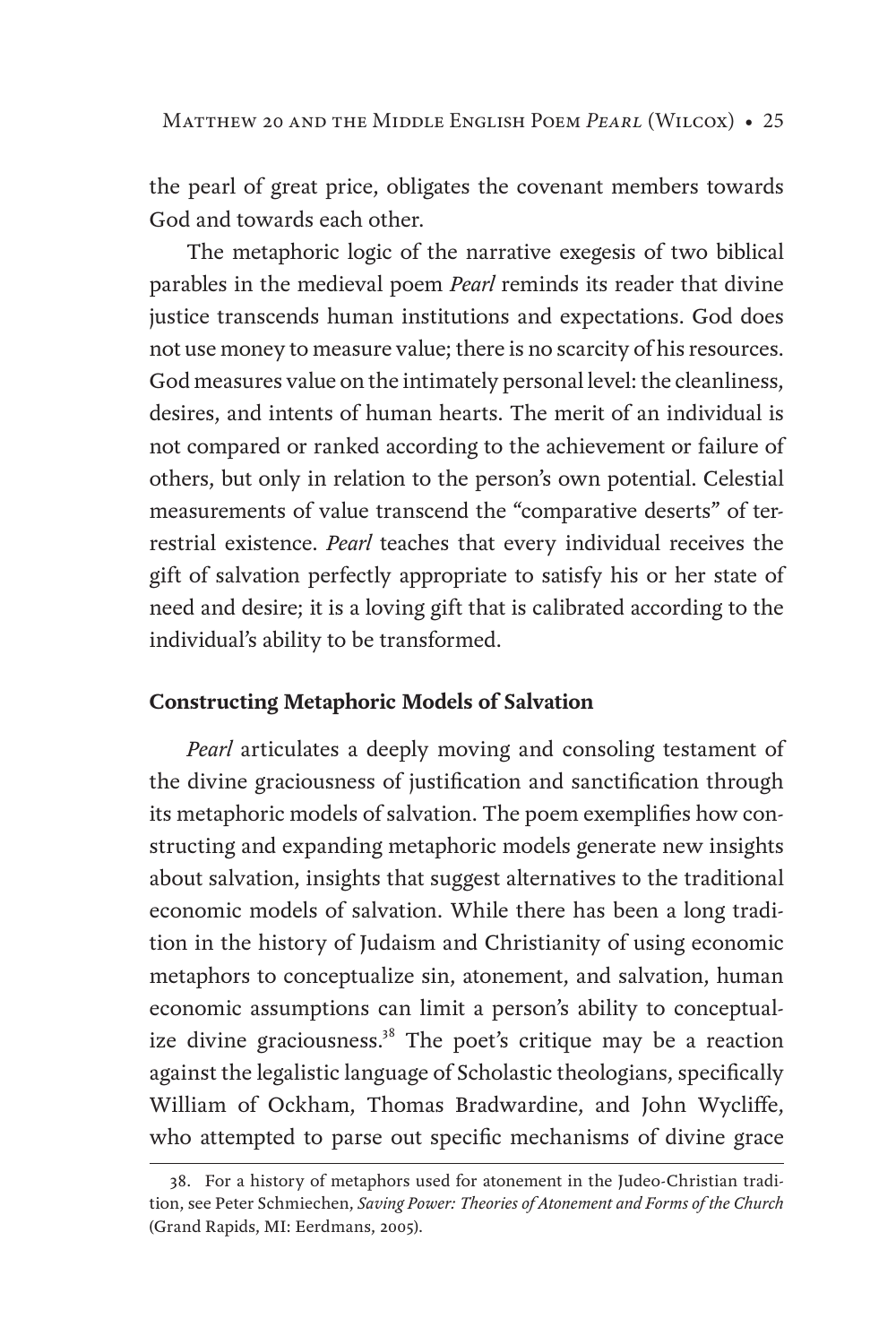the pearl of great price, obligates the covenant members towards God and towards each other.

The metaphoric logic of the narrative exegesis of two biblical parables in the medieval poem *Pearl* reminds its reader that divine justice transcends human institutions and expectations. God does not use money to measure value; there is no scarcity of his resources. God measures value on the intimately personal level: the cleanliness, desires, and intents of human hearts. The merit of an individual is not compared or ranked according to the achievement or failure of others, but only in relation to the person's own potential. Celestial measurements of value transcend the "comparative deserts" of terrestrial existence. *Pearl* teaches that every individual receives the gift of salvation perfectly appropriate to satisfy his or her state of need and desire; it is a loving gift that is calibrated according to the individual's ability to be transformed.

## Constructing Metaphoric Models of Salvation

*Pearl* articulates a deeply moving and consoling testament of the divine graciousness of justification and sanctification through its metaphoric models of salvation. The poem exemplifies how constructing and expanding metaphoric models generate new insights about salvation, insights that suggest alternatives to the traditional economic models of salvation. While there has been a long tradition in the history of Judaism and Christianity of using economic metaphors to conceptualize sin, atonement, and salvation, human economic assumptions can limit a person's ability to conceptualize divine graciousness.[38] The poet's critique may be a reaction against the legalistic language of Scholastic theologians, specifically William of Ockham, Thomas Bradwardine, and John Wycliffe, who attempted to parse out specific mechanisms of divine grace

38. For a history of metaphors used for atonement in the Judeo-Christian tradition, see Peter Schmiechen, *Saving Power: Theories of Atonement and Forms of the Church* (Grand Rapids, MI: Eerdmans, 2005).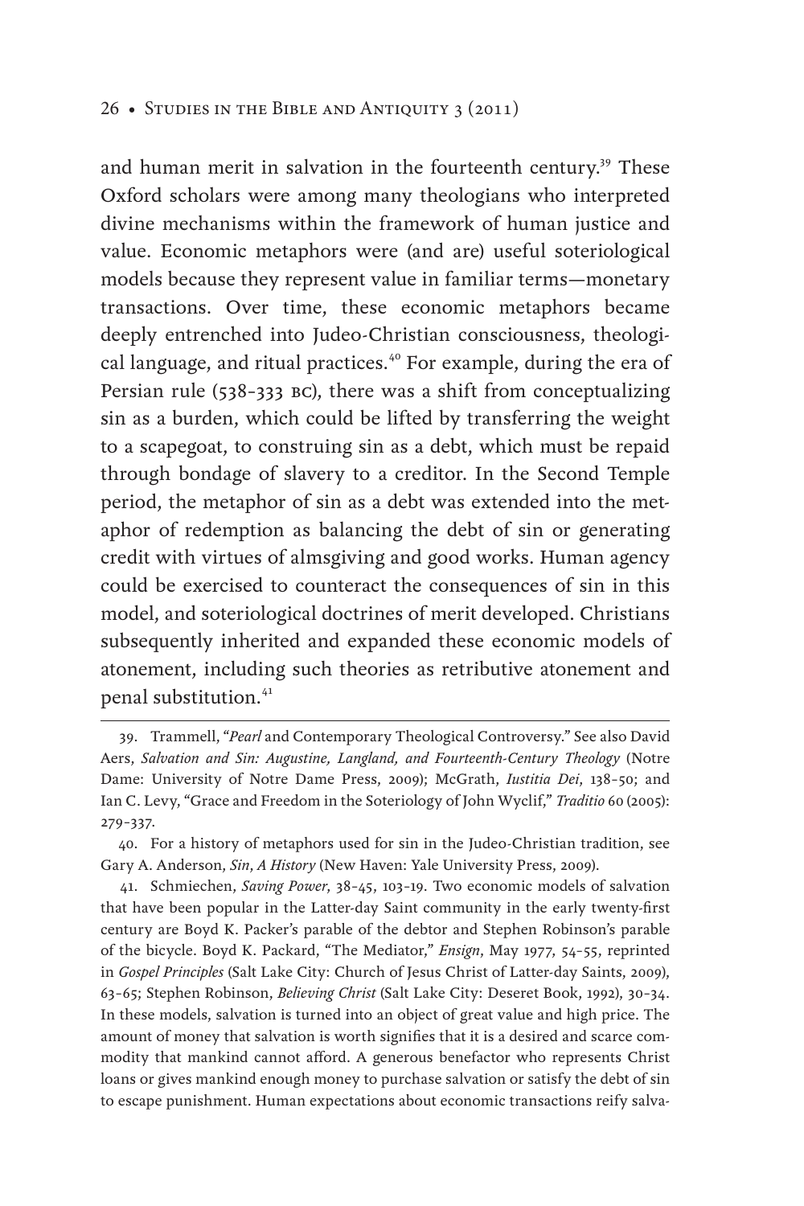and human merit in salvation in the fourteenth century.[39] These Oxford scholars were among many theologians who interpreted divine mechanisms within the framework of human justice and value. Economic metaphors were (and are) useful soteriological models because they represent value in familiar terms—monetary transactions. Over time, these economic metaphors became deeply entrenched into Judeo-Christian consciousness, theological language, and ritual practices.[40] For example, during the era of Persian rule (538–333 BC), there was a shift from conceptualizing sin as a burden, which could be lifted by transferring the weight to a scapegoat, to construing sin as a debt, which must be repaid through bondage of slavery to a creditor. In the Second Temple period, the metaphor of sin as a debt was extended into the metaphor of redemption as balancing the debt of sin or generating credit with virtues of almsgiving and good works. Human agency could be exercised to counteract the consequences of sin in this model, and soteriological doctrines of merit developed. Christians subsequently inherited and expanded these economic models of atonement, including such theories as retributive atonement and penal substitution.[41]

---

39. Trammell, "*Pearl* and Contemporary Theological Controversy." See also David Aers, *Salvation and Sin: Augustine, Langland, and Fourteenth-Century Theology* (Notre Dame: University of Notre Dame Press, 2009); McGrath, *Iustitia Dei*, 138–50; and Ian C. Levy, "Grace and Freedom in the Soteriology of John Wyclif," *Traditio* 60 (2005): 279–337.

40. For a history of metaphors used for sin in the Judeo-Christian tradition, see Gary A. Anderson, *Sin, A History* (New Haven: Yale University Press, 2009).

41. Schmiechen, *Saving Power*, 38–45, 103–19. Two economic models of salvation that have been popular in the Latter-day Saint community in the early twenty-first century are Boyd K. Packer's parable of the debtor and Stephen Robinson's parable of the bicycle. Boyd K. Packard, "The Mediator," *Ensign*, May 1977, 54–55, reprinted in *Gospel Principles* (Salt Lake City: Church of Jesus Christ of Latter-day Saints, 2009), 63–65; Stephen Robinson, *Believing Christ* (Salt Lake City: Deseret Book, 1992), 30–34. In these models, salvation is turned into an object of great value and high price. The amount of money that salvation is worth signifies that it is a desired and scarce commodity that mankind cannot afford. A generous benefactor who represents Christ loans or gives mankind enough money to purchase salvation or satisfy the debt of sin to escape punishment. Human expectations about economic transactions reify salva-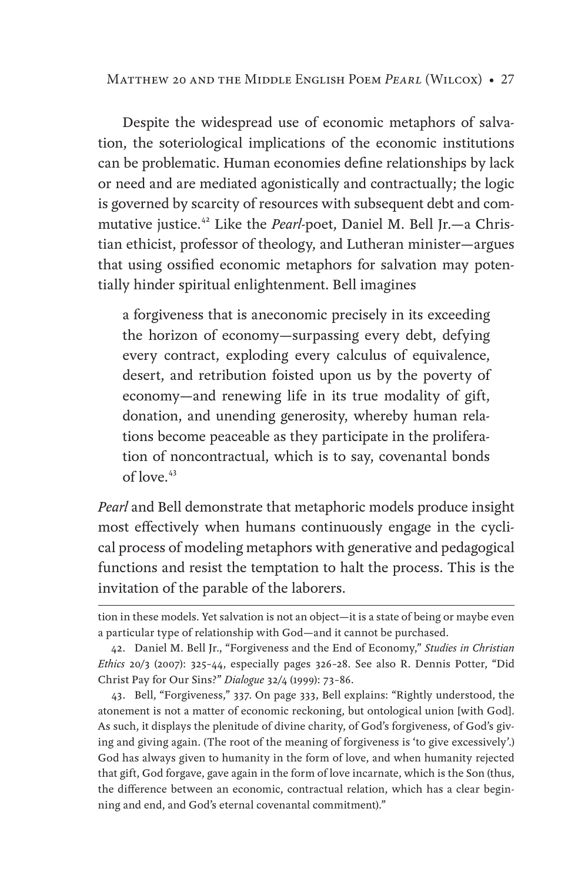Despite the widespread use of economic metaphors of salvation, the soteriological implications of the economic institutions can be problematic. Human economies define relationships by lack or need and are mediated agonistically and contractually; the logic is governed by scarcity of resources with subsequent debt and commutative justice.[42] Like the *Pearl*-poet, Daniel M. Bell Jr.—a Christian ethicist, professor of theology, and Lutheran minister—argues that using ossified economic metaphors for salvation may potentially hinder spiritual enlightenment. Bell imagines

> a forgiveness that is aneconomic precisely in its exceeding the horizon of economy—surpassing every debt, defying every contract, exploding every calculus of equivalence, desert, and retribution foisted upon us by the poverty of economy—and renewing life in its true modality of gift, donation, and unending generosity, whereby human relations become peaceable as they participate in the proliferation of noncontractual, which is to say, covenantal bonds of love.[43]

*Pearl* and Bell demonstrate that metaphoric models produce insight most effectively when humans continuously engage in the cyclical process of modeling metaphors with generative and pedagogical functions and resist the temptation to halt the process. This is the invitation of the parable of the laborers.

---

tion in these models. Yet salvation is not an object—it is a state of being or maybe even a particular type of relationship with God—and it cannot be purchased.

42. Daniel M. Bell Jr., "Forgiveness and the End of Economy," *Studies in Christian Ethics* 20/3 (2007): 325–44, especially pages 326–28. See also R. Dennis Potter, "Did Christ Pay for Our Sins?" *Dialogue* 32/4 (1999): 73–86.

43. Bell, "Forgiveness," 337. On page 333, Bell explains: "Rightly understood, the atonement is not a matter of economic reckoning, but ontological union [with God]. As such, it displays the plenitude of divine charity, of God's forgiveness, of God's giving and giving again. (The root of the meaning of forgiveness is 'to give excessively'.) God has always given to humanity in the form of love, and when humanity rejected that gift, God forgave, gave again in the form of love incarnate, which is the Son (thus, the difference between an economic, contractual relation, which has a clear beginning and end, and God's eternal covenantal commitment)."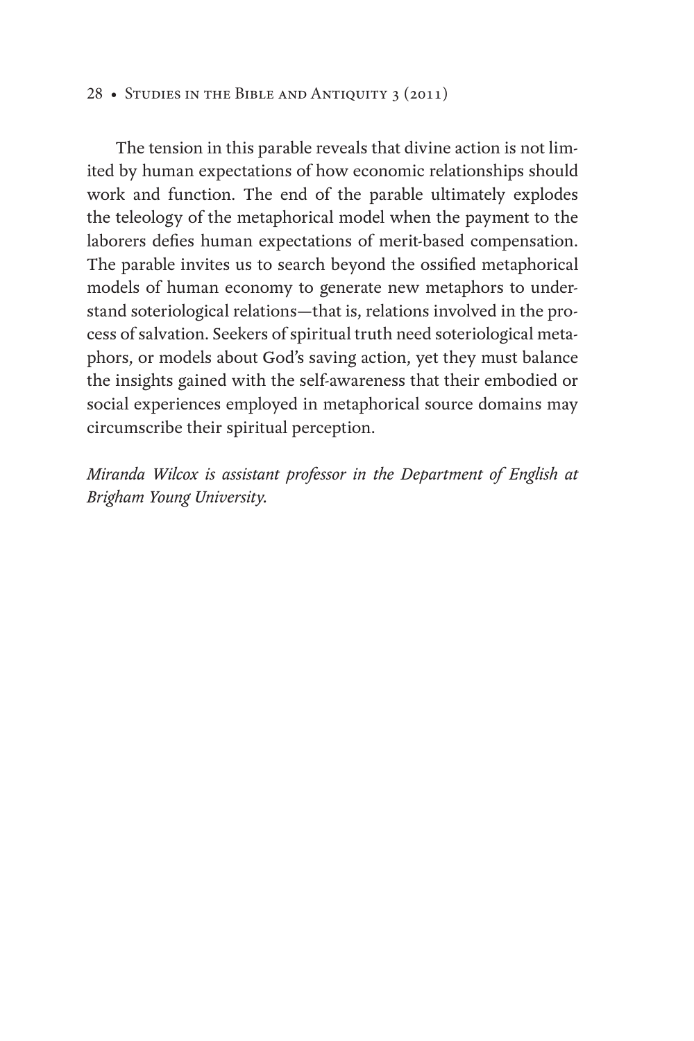The tension in this parable reveals that divine action is not limited by human expectations of how economic relationships should work and function. The end of the parable ultimately explodes the teleology of the metaphorical model when the payment to the laborers defies human expectations of merit-based compensation. The parable invites us to search beyond the ossified metaphorical models of human economy to generate new metaphors to understand soteriological relations—that is, relations involved in the process of salvation. Seekers of spiritual truth need soteriological metaphors, or models about God's saving action, yet they must balance the insights gained with the self-awareness that their embodied or social experiences employed in metaphorical source domains may circumscribe their spiritual perception.

*Miranda Wilcox is assistant professor in the Department of English at Brigham Young University.*